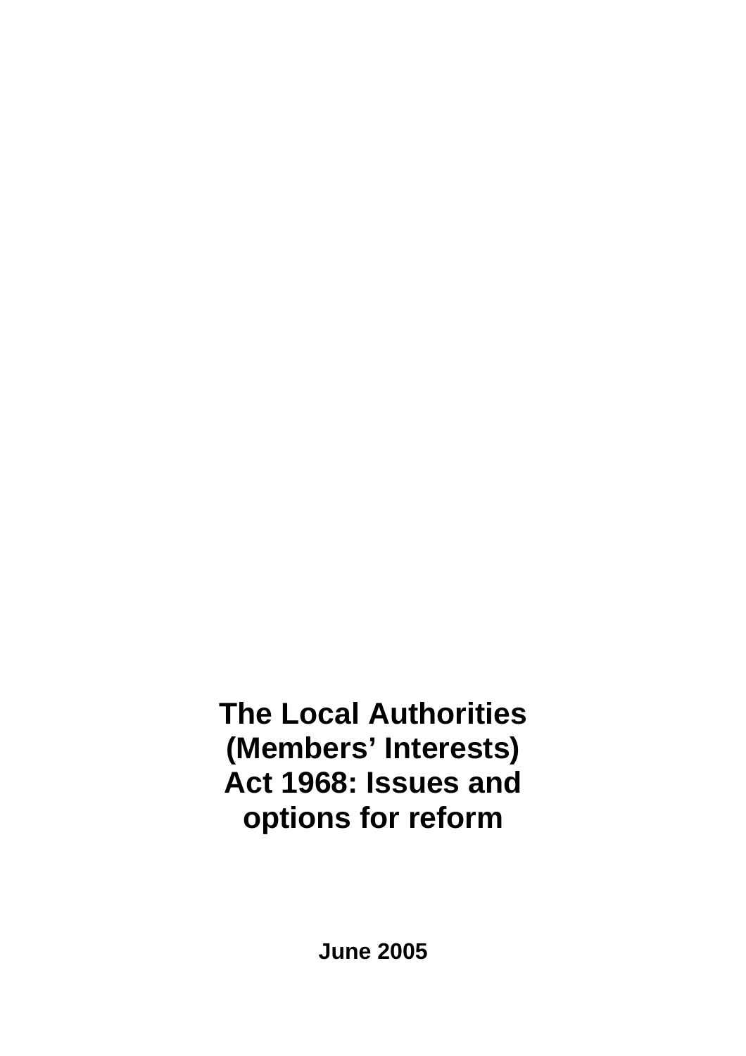# The Local Authorities (Members' Interests) Act 1968: Issues and options for reform

**June 2005**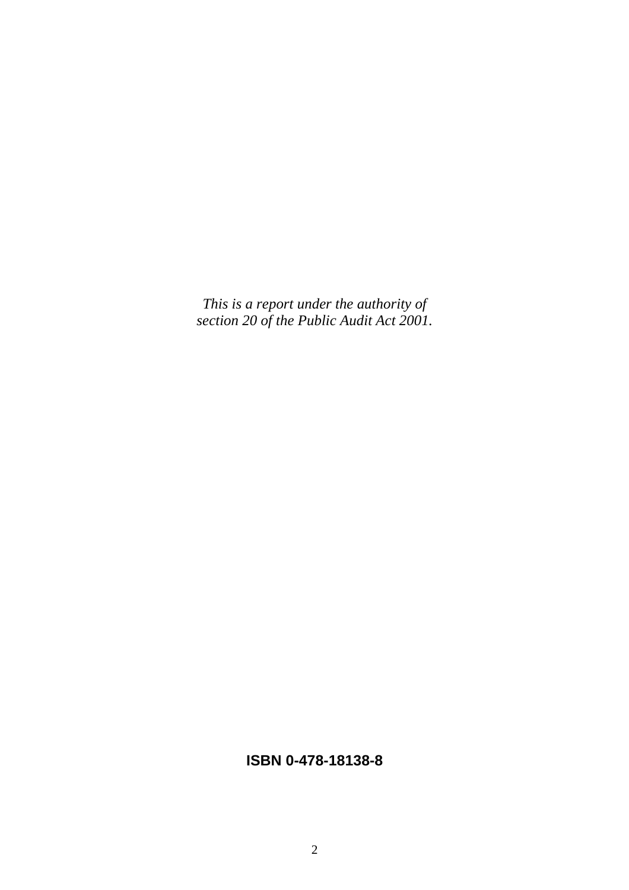*This is a report under the authority of section 20 of the Public Audit Act 2001.*

**ISBN 0-478-18138-8**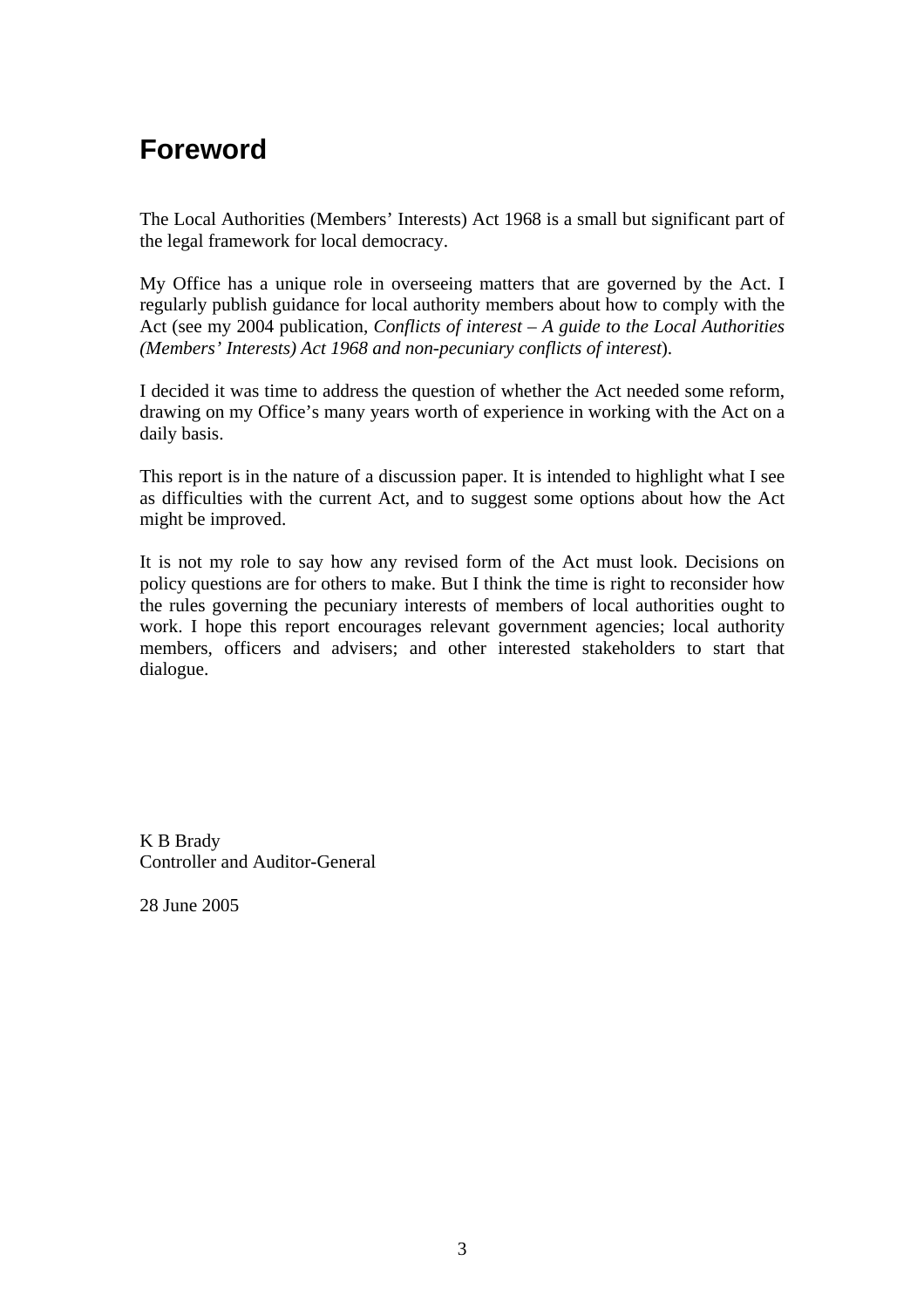# Foreword

The Local Authorities (Members' Interests) Act 1968 is a small but significant part of the legal framework for local democracy.

My Office has a unique role in overseeing matters that are governed by the Act. I regularly publish guidance for local authority members about how to comply with the Act (see my 2004 publication, *Conflicts of interest – A guide to the Local Authorities (Members' Interests) Act 1968 and non-pecuniary conflicts of interest*).

I decided it was time to address the question of whether the Act needed some reform, drawing on my Office's many years worth of experience in working with the Act on a daily basis.

This report is in the nature of a discussion paper. It is intended to highlight what I see as difficulties with the current Act, and to suggest some options about how the Act might be improved.

It is not my role to say how any revised form of the Act must look. Decisions on policy questions are for others to make. But I think the time is right to reconsider how the rules governing the pecuniary interests of members of local authorities ought to work. I hope this report encourages relevant government agencies; local authority members, officers and advisers; and other interested stakeholders to start that dialogue.

K B Brady
Controller and Auditor-General

28 June 2005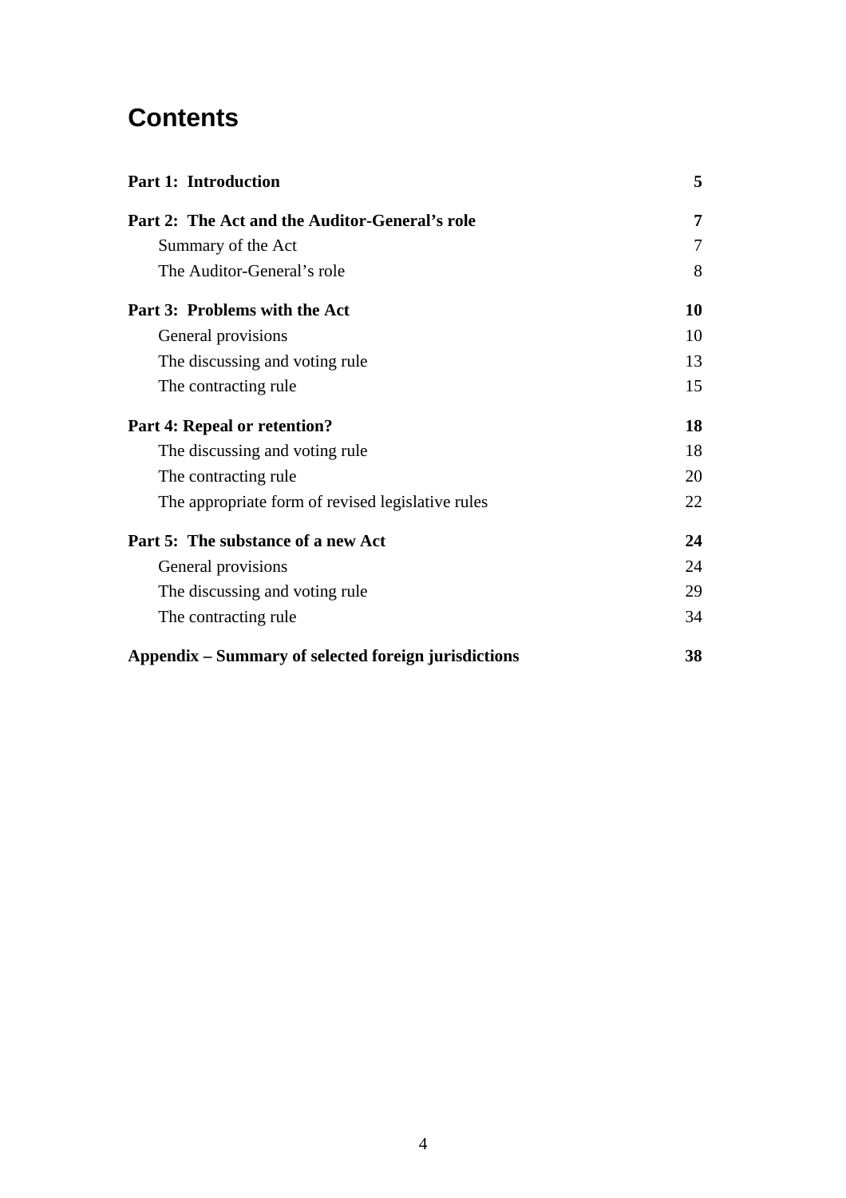# Contents

| | |
|---|---|
| **Part 1: Introduction** | **5** |
| **Part 2: The Act and the Auditor-General's role** | **7** |
| Summary of the Act | 7 |
| The Auditor-General's role | 8 |
| **Part 3: Problems with the Act** | **10** |
| General provisions | 10 |
| The discussing and voting rule | 13 |
| The contracting rule | 15 |
| **Part 4: Repeal or retention?** | **18** |
| The discussing and voting rule | 18 |
| The contracting rule | 20 |
| The appropriate form of revised legislative rules | 22 |
| **Part 5: The substance of a new Act** | **24** |
| General provisions | 24 |
| The discussing and voting rule | 29 |
| The contracting rule | 34 |
| **Appendix – Summary of selected foreign jurisdictions** | **38** |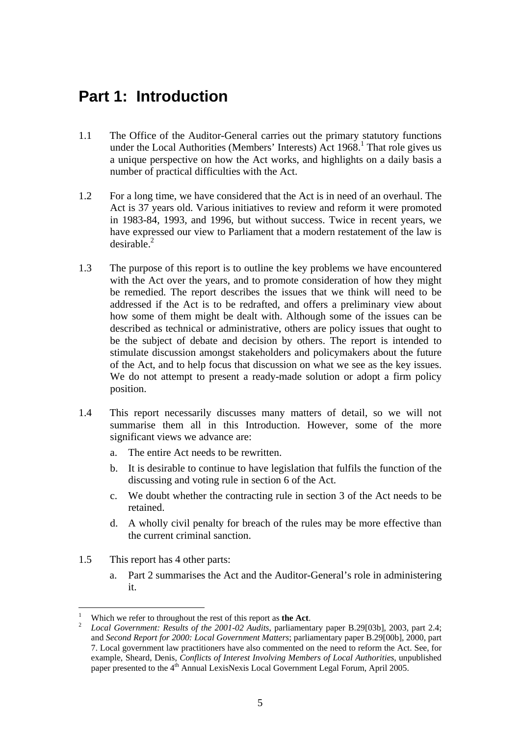# Part 1: Introduction

1.1 The Office of the Auditor-General carries out the primary statutory functions under the Local Authorities (Members' Interests) Act 1968.[1] That role gives us a unique perspective on how the Act works, and highlights on a daily basis a number of practical difficulties with the Act.

1.2 For a long time, we have considered that the Act is in need of an overhaul. The Act is 37 years old. Various initiatives to review and reform it were promoted in 1983-84, 1993, and 1996, but without success. Twice in recent years, we have expressed our view to Parliament that a modern restatement of the law is desirable.[2]

1.3 The purpose of this report is to outline the key problems we have encountered with the Act over the years, and to promote consideration of how they might be remedied. The report describes the issues that we think will need to be addressed if the Act is to be redrafted, and offers a preliminary view about how some of them might be dealt with. Although some of the issues can be described as technical or administrative, others are policy issues that ought to be the subject of debate and decision by others. The report is intended to stimulate discussion amongst stakeholders and policymakers about the future of the Act, and to help focus that discussion on what we see as the key issues. We do not attempt to present a ready-made solution or adopt a firm policy position.

1.4 This report necessarily discusses many matters of detail, so we will not summarise them all in this Introduction. However, some of the more significant views we advance are:

a. The entire Act needs to be rewritten.

b. It is desirable to continue to have legislation that fulfils the function of the discussing and voting rule in section 6 of the Act.

c. We doubt whether the contracting rule in section 3 of the Act needs to be retained.

d. A wholly civil penalty for breach of the rules may be more effective than the current criminal sanction.

1.5 This report has 4 other parts:

a. Part 2 summarises the Act and the Auditor-General's role in administering it.

---

[1] Which we refer to throughout the rest of this report as **the Act**.

[2] *Local Government: Results of the 2001-02 Audits*, parliamentary paper B.29[03b], 2003, part 2.4; and *Second Report for 2000: Local Government Matters*; parliamentary paper B.29[00b], 2000, part 7. Local government law practitioners have also commented on the need to reform the Act. See, for example, Sheard, Denis, *Conflicts of Interest Involving Members of Local Authorities*, unpublished paper presented to the 4th Annual LexisNexis Local Government Legal Forum, April 2005.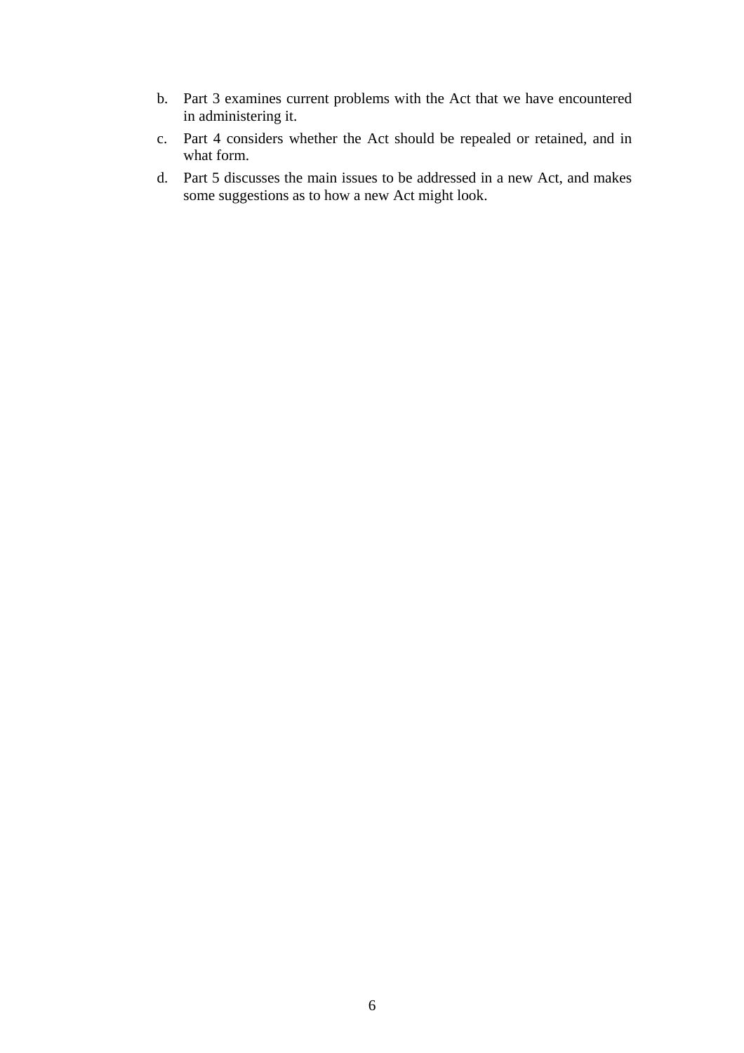b. Part 3 examines current problems with the Act that we have encountered in administering it.

c. Part 4 considers whether the Act should be repealed or retained, and in what form.

d. Part 5 discusses the main issues to be addressed in a new Act, and makes some suggestions as to how a new Act might look.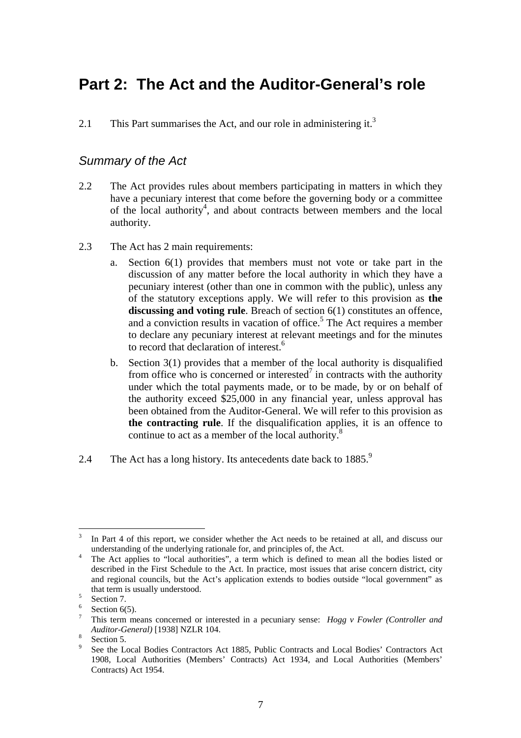# Part 2: The Act and the Auditor-General's role

2.1 This Part summarises the Act, and our role in administering it.[3]

## *Summary of the Act*

2.2 The Act provides rules about members participating in matters in which they have a pecuniary interest that come before the governing body or a committee of the local authority[4], and about contracts between members and the local authority.

2.3 The Act has 2 main requirements:

a. Section 6(1) provides that members must not vote or take part in the discussion of any matter before the local authority in which they have a pecuniary interest (other than one in common with the public), unless any of the statutory exceptions apply. We will refer to this provision as **the discussing and voting rule**. Breach of section 6(1) constitutes an offence, and a conviction results in vacation of office.[5] The Act requires a member to declare any pecuniary interest at relevant meetings and for the minutes to record that declaration of interest.[6]

b. Section 3(1) provides that a member of the local authority is disqualified from office who is concerned or interested[7] in contracts with the authority under which the total payments made, or to be made, by or on behalf of the authority exceed $25,000 in any financial year, unless approval has been obtained from the Auditor-General. We will refer to this provision as **the contracting rule**. If the disqualification applies, it is an offence to continue to act as a member of the local authority.[8]

2.4 The Act has a long history. Its antecedents date back to 1885.[9]

---

[3] In Part 4 of this report, we consider whether the Act needs to be retained at all, and discuss our understanding of the underlying rationale for, and principles of, the Act.

[4] The Act applies to "local authorities", a term which is defined to mean all the bodies listed or described in the First Schedule to the Act. In practice, most issues that arise concern district, city and regional councils, but the Act's application extends to bodies outside "local government" as that term is usually understood.

[5] Section 7.

[6] Section 6(5).

[7] This term means concerned or interested in a pecuniary sense: *Hogg v Fowler (Controller and Auditor-General)* [1938] NZLR 104.

[8] Section 5.

[9] See the Local Bodies Contractors Act 1885, Public Contracts and Local Bodies' Contractors Act 1908, Local Authorities (Members' Contracts) Act 1934, and Local Authorities (Members' Contracts) Act 1954.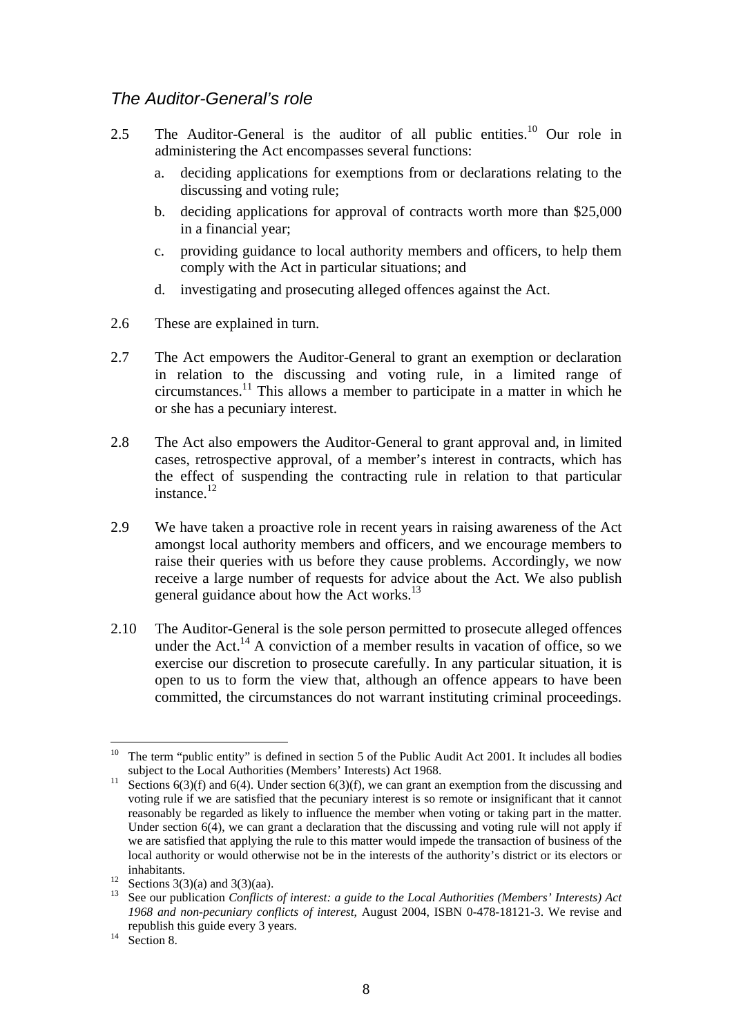### *The Auditor-General's role*

2.5 The Auditor-General is the auditor of all public entities.[10] Our role in administering the Act encompasses several functions:

a. deciding applications for exemptions from or declarations relating to the discussing and voting rule;

b. deciding applications for approval of contracts worth more than $25,000 in a financial year;

c. providing guidance to local authority members and officers, to help them comply with the Act in particular situations; and

d. investigating and prosecuting alleged offences against the Act.

2.6 These are explained in turn.

2.7 The Act empowers the Auditor-General to grant an exemption or declaration in relation to the discussing and voting rule, in a limited range of circumstances.[11] This allows a member to participate in a matter in which he or she has a pecuniary interest.

2.8 The Act also empowers the Auditor-General to grant approval and, in limited cases, retrospective approval, of a member's interest in contracts, which has the effect of suspending the contracting rule in relation to that particular instance.[12]

2.9 We have taken a proactive role in recent years in raising awareness of the Act amongst local authority members and officers, and we encourage members to raise their queries with us before they cause problems. Accordingly, we now receive a large number of requests for advice about the Act. We also publish general guidance about how the Act works.[13]

2.10 The Auditor-General is the sole person permitted to prosecute alleged offences under the Act.[14] A conviction of a member results in vacation of office, so we exercise our discretion to prosecute carefully. In any particular situation, it is open to us to form the view that, although an offence appears to have been committed, the circumstances do not warrant instituting criminal proceedings.

---

[10] The term "public entity" is defined in section 5 of the Public Audit Act 2001. It includes all bodies subject to the Local Authorities (Members' Interests) Act 1968.

[11] Sections 6(3)(f) and 6(4). Under section 6(3)(f), we can grant an exemption from the discussing and voting rule if we are satisfied that the pecuniary interest is so remote or insignificant that it cannot reasonably be regarded as likely to influence the member when voting or taking part in the matter. Under section 6(4), we can grant a declaration that the discussing and voting rule will not apply if we are satisfied that applying the rule to this matter would impede the transaction of business of the local authority or would otherwise not be in the interests of the authority's district or its electors or inhabitants.

[12] Sections 3(3)(a) and 3(3)(aa).

[13] See our publication *Conflicts of interest: a guide to the Local Authorities (Members' Interests) Act 1968 and non-pecuniary conflicts of interest*, August 2004, ISBN 0-478-18121-3. We revise and republish this guide every 3 years.

[14] Section 8.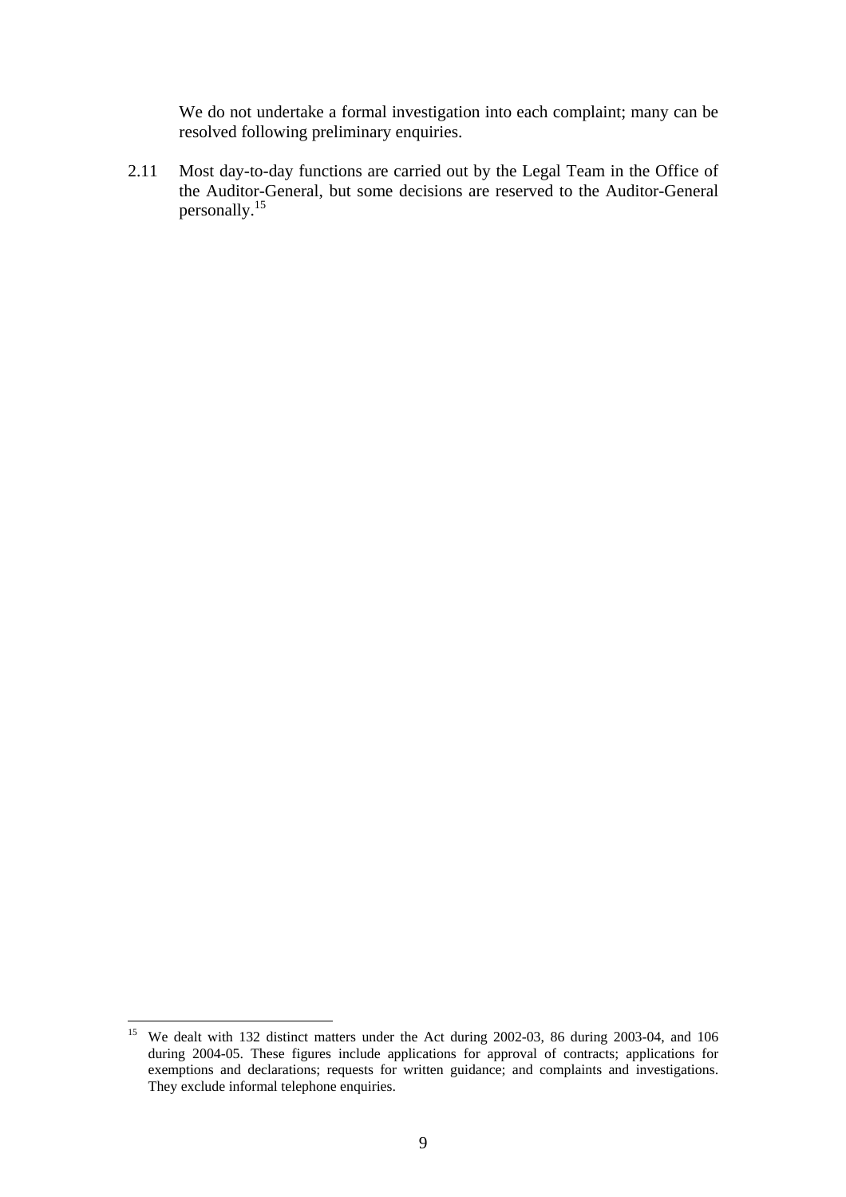We do not undertake a formal investigation into each complaint; many can be resolved following preliminary enquiries.

2.11 Most day-to-day functions are carried out by the Legal Team in the Office of the Auditor-General, but some decisions are reserved to the Auditor-General personally.[15]

---

[15] We dealt with 132 distinct matters under the Act during 2002-03, 86 during 2003-04, and 106 during 2004-05. These figures include applications for approval of contracts; applications for exemptions and declarations; requests for written guidance; and complaints and investigations. They exclude informal telephone enquiries.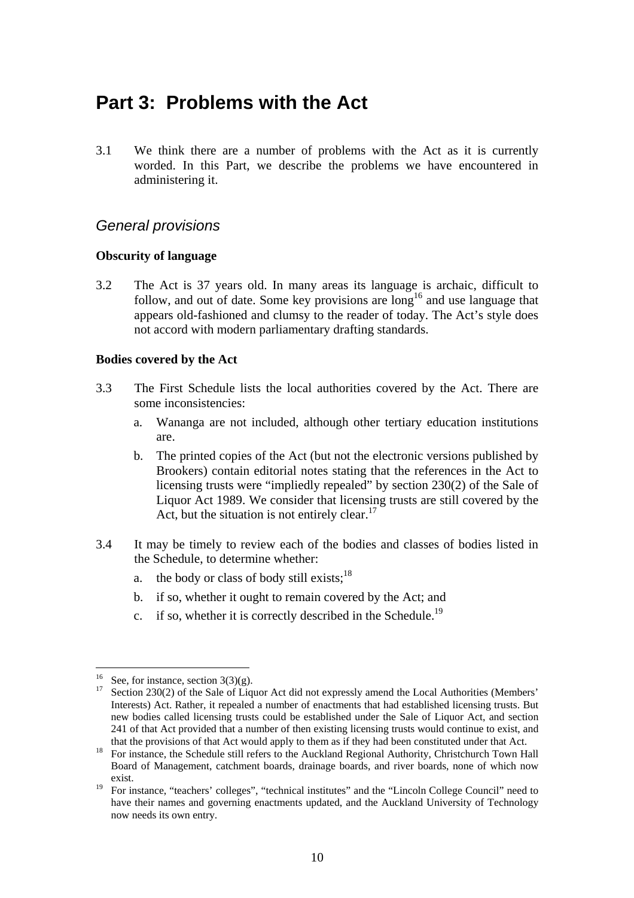# Part 3: Problems with the Act

3.1 We think there are a number of problems with the Act as it is currently worded. In this Part, we describe the problems we have encountered in administering it.

## *General provisions*

### Obscurity of language

3.2 The Act is 37 years old. In many areas its language is archaic, difficult to follow, and out of date. Some key provisions are long[16] and use language that appears old-fashioned and clumsy to the reader of today. The Act's style does not accord with modern parliamentary drafting standards.

### Bodies covered by the Act

3.3 The First Schedule lists the local authorities covered by the Act. There are some inconsistencies:

a. Wananga are not included, although other tertiary education institutions are.

b. The printed copies of the Act (but not the electronic versions published by Brookers) contain editorial notes stating that the references in the Act to licensing trusts were "impliedly repealed" by section 230(2) of the Sale of Liquor Act 1989. We consider that licensing trusts are still covered by the Act, but the situation is not entirely clear.[17]

3.4 It may be timely to review each of the bodies and classes of bodies listed in the Schedule, to determine whether:

a. the body or class of body still exists;[18]

b. if so, whether it ought to remain covered by the Act; and

c. if so, whether it is correctly described in the Schedule.[19]

---

[16] See, for instance, section 3(3)(g).

[17] Section 230(2) of the Sale of Liquor Act did not expressly amend the Local Authorities (Members' Interests) Act. Rather, it repealed a number of enactments that had established licensing trusts. But new bodies called licensing trusts could be established under the Sale of Liquor Act, and section 241 of that Act provided that a number of then existing licensing trusts would continue to exist, and that the provisions of that Act would apply to them as if they had been constituted under that Act.

[18] For instance, the Schedule still refers to the Auckland Regional Authority, Christchurch Town Hall Board of Management, catchment boards, drainage boards, and river boards, none of which now exist.

[19] For instance, "teachers' colleges", "technical institutes" and the "Lincoln College Council" need to have their names and governing enactments updated, and the Auckland University of Technology now needs its own entry.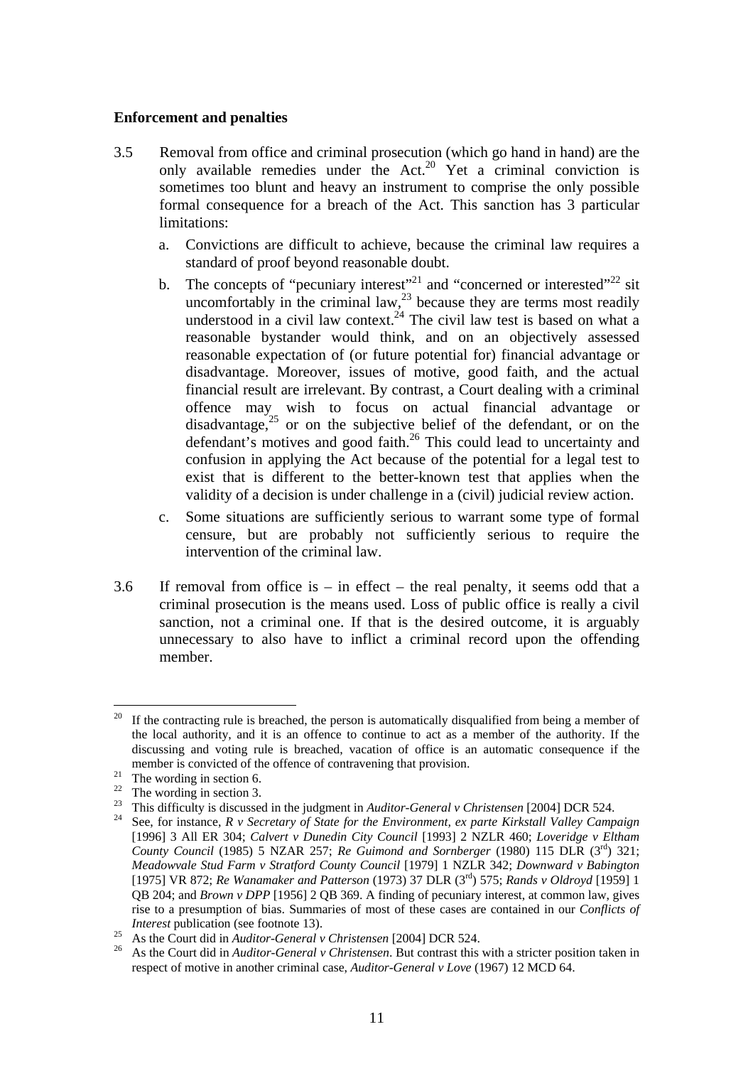**Enforcement and penalties**

3.5 Removal from office and criminal prosecution (which go hand in hand) are the only available remedies under the Act.[20] Yet a criminal conviction is sometimes too blunt and heavy an instrument to comprise the only possible formal consequence for a breach of the Act. This sanction has 3 particular limitations:

   a. Convictions are difficult to achieve, because the criminal law requires a standard of proof beyond reasonable doubt.

   b. The concepts of "pecuniary interest"[21] and "concerned or interested"[22] sit uncomfortably in the criminal law,[23] because they are terms most readily understood in a civil law context.[24] The civil law test is based on what a reasonable bystander would think, and on an objectively assessed reasonable expectation of (or future potential for) financial advantage or disadvantage. Moreover, issues of motive, good faith, and the actual financial result are irrelevant. By contrast, a Court dealing with a criminal offence may wish to focus on actual financial advantage or disadvantage,[25] or on the subjective belief of the defendant, or on the defendant's motives and good faith.[26] This could lead to uncertainty and confusion in applying the Act because of the potential for a legal test to exist that is different to the better-known test that applies when the validity of a decision is under challenge in a (civil) judicial review action.

   c. Some situations are sufficiently serious to warrant some type of formal censure, but are probably not sufficiently serious to require the intervention of the criminal law.

3.6 If removal from office is – in effect – the real penalty, it seems odd that a criminal prosecution is the means used. Loss of public office is really a civil sanction, not a criminal one. If that is the desired outcome, it is arguably unnecessary to also have to inflict a criminal record upon the offending member.

---

[20] If the contracting rule is breached, the person is automatically disqualified from being a member of the local authority, and it is an offence to continue to act as a member of the authority. If the discussing and voting rule is breached, vacation of office is an automatic consequence if the member is convicted of the offence of contravening that provision.

[21] The wording in section 6.

[22] The wording in section 3.

[23] This difficulty is discussed in the judgment in *Auditor-General v Christensen* [2004] DCR 524.

[24] See, for instance, *R v Secretary of State for the Environment, ex parte Kirkstall Valley Campaign* [1996] 3 All ER 304; *Calvert v Dunedin City Council* [1993] 2 NZLR 460; *Loveridge v Eltham County Council* (1985) 5 NZAR 257; *Re Guimond and Sornberger* (1980) 115 DLR (3rd) 321; *Meadowvale Stud Farm v Stratford County Council* [1979] 1 NZLR 342; *Downward v Babington* [1975] VR 872; *Re Wanamaker and Patterson* (1973) 37 DLR (3rd) 575; *Rands v Oldroyd* [1959] 1 QB 204; and *Brown v DPP* [1956] 2 QB 369. A finding of pecuniary interest, at common law, gives rise to a presumption of bias. Summaries of most of these cases are contained in our *Conflicts of Interest* publication (see footnote 13).

[25] As the Court did in *Auditor-General v Christensen* [2004] DCR 524.

[26] As the Court did in *Auditor-General v Christensen*. But contrast this with a stricter position taken in respect of motive in another criminal case, *Auditor-General v Love* (1967) 12 MCD 64.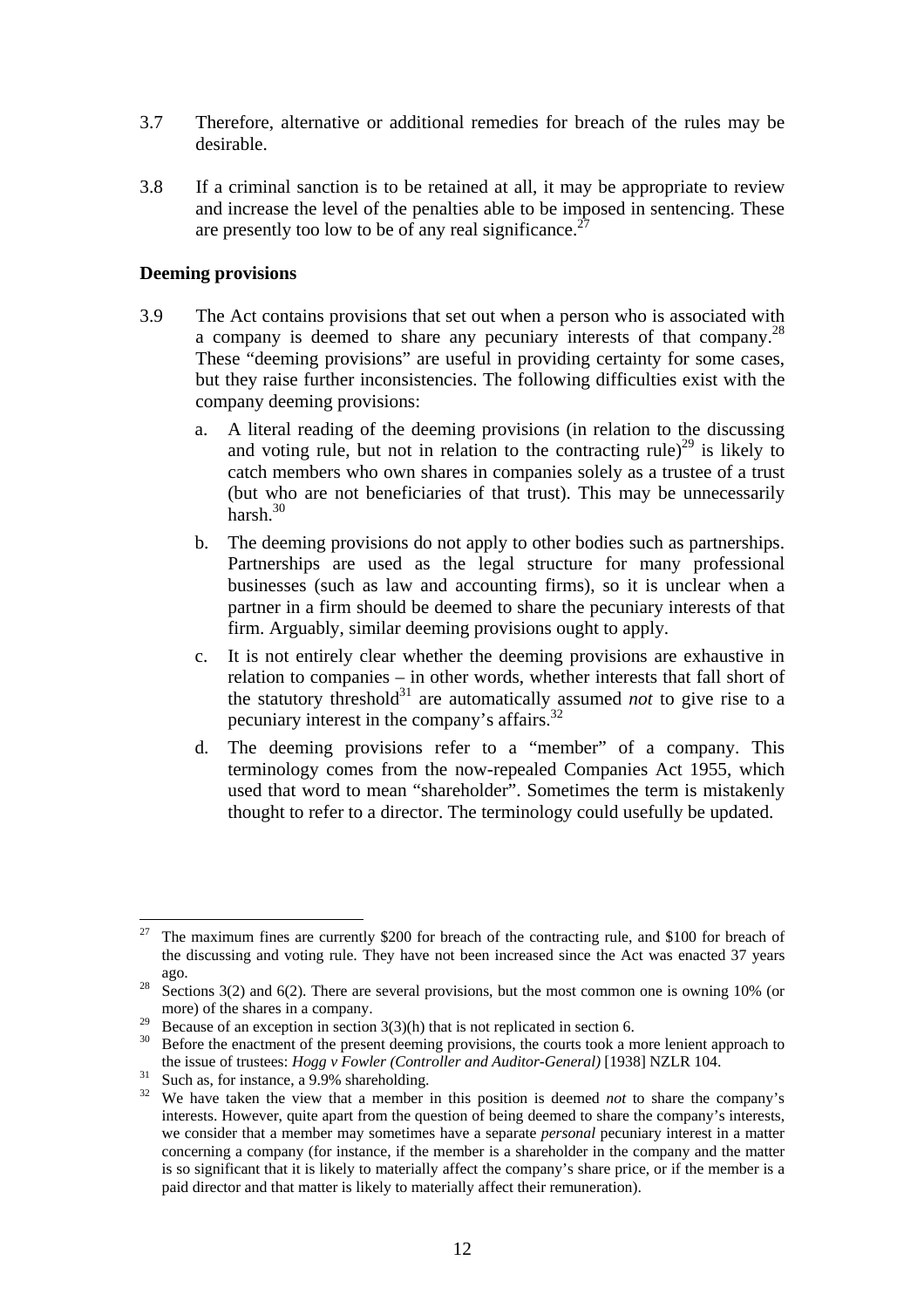3.7 Therefore, alternative or additional remedies for breach of the rules may be desirable.

3.8 If a criminal sanction is to be retained at all, it may be appropriate to review and increase the level of the penalties able to be imposed in sentencing. These are presently too low to be of any real significance.[27]

**Deeming provisions**

3.9 The Act contains provisions that set out when a person who is associated with a company is deemed to share any pecuniary interests of that company.[28] These "deeming provisions" are useful in providing certainty for some cases, but they raise further inconsistencies. The following difficulties exist with the company deeming provisions:

a. A literal reading of the deeming provisions (in relation to the discussing and voting rule, but not in relation to the contracting rule)[29] is likely to catch members who own shares in companies solely as a trustee of a trust (but who are not beneficiaries of that trust). This may be unnecessarily harsh.[30]

b. The deeming provisions do not apply to other bodies such as partnerships. Partnerships are used as the legal structure for many professional businesses (such as law and accounting firms), so it is unclear when a partner in a firm should be deemed to share the pecuniary interests of that firm. Arguably, similar deeming provisions ought to apply.

c. It is not entirely clear whether the deeming provisions are exhaustive in relation to companies – in other words, whether interests that fall short of the statutory threshold[31] are automatically assumed *not* to give rise to a pecuniary interest in the company's affairs.[32]

d. The deeming provisions refer to a "member" of a company. This terminology comes from the now-repealed Companies Act 1955, which used that word to mean "shareholder". Sometimes the term is mistakenly thought to refer to a director. The terminology could usefully be updated.

---

[27] The maximum fines are currently $200 for breach of the contracting rule, and $100 for breach of the discussing and voting rule. They have not been increased since the Act was enacted 37 years ago.

[28] Sections 3(2) and 6(2). There are several provisions, but the most common one is owning 10% (or more) of the shares in a company.

[29] Because of an exception in section 3(3)(h) that is not replicated in section 6.

[30] Before the enactment of the present deeming provisions, the courts took a more lenient approach to the issue of trustees: *Hogg v Fowler (Controller and Auditor-General)* [1938] NZLR 104.

[31] Such as, for instance, a 9.9% shareholding.

[32] We have taken the view that a member in this position is deemed *not* to share the company's interests. However, quite apart from the question of being deemed to share the company's interests, we consider that a member may sometimes have a separate *personal* pecuniary interest in a matter concerning a company (for instance, if the member is a shareholder in the company and the matter is so significant that it is likely to materially affect the company's share price, or if the member is a paid director and that matter is likely to materially affect their remuneration).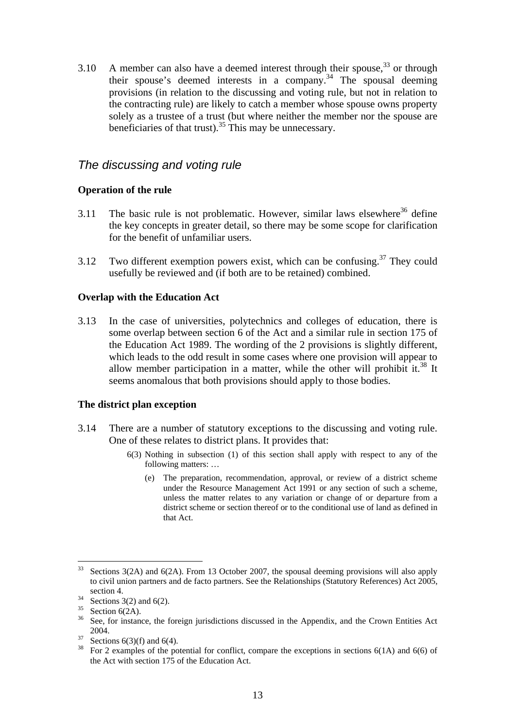3.10 A member can also have a deemed interest through their spouse,[33] or through their spouse's deemed interests in a company.[34] The spousal deeming provisions (in relation to the discussing and voting rule, but not in relation to the contracting rule) are likely to catch a member whose spouse owns property solely as a trustee of a trust (but where neither the member nor the spouse are beneficiaries of that trust).[35] This may be unnecessary.

## *The discussing and voting rule*

### Operation of the rule

3.11 The basic rule is not problematic. However, similar laws elsewhere[36] define the key concepts in greater detail, so there may be some scope for clarification for the benefit of unfamiliar users.

3.12 Two different exemption powers exist, which can be confusing.[37] They could usefully be reviewed and (if both are to be retained) combined.

### Overlap with the Education Act

3.13 In the case of universities, polytechnics and colleges of education, there is some overlap between section 6 of the Act and a similar rule in section 175 of the Education Act 1989. The wording of the 2 provisions is slightly different, which leads to the odd result in some cases where one provision will appear to allow member participation in a matter, while the other will prohibit it.[38] It seems anomalous that both provisions should apply to those bodies.

### The district plan exception

3.14 There are a number of statutory exceptions to the discussing and voting rule. One of these relates to district plans. It provides that:

> 6(3) Nothing in subsection (1) of this section shall apply with respect to any of the following matters: …
>
> (e) The preparation, recommendation, approval, or review of a district scheme under the Resource Management Act 1991 or any section of such a scheme, unless the matter relates to any variation or change of or departure from a district scheme or section thereof or to the conditional use of land as defined in that Act.

---

[33] Sections 3(2A) and 6(2A). From 13 October 2007, the spousal deeming provisions will also apply to civil union partners and de facto partners. See the Relationships (Statutory References) Act 2005, section 4.

[34] Sections 3(2) and 6(2).

[35] Section 6(2A).

[36] See, for instance, the foreign jurisdictions discussed in the Appendix, and the Crown Entities Act 2004.

[37] Sections 6(3)(f) and 6(4).

[38] For 2 examples of the potential for conflict, compare the exceptions in sections 6(1A) and 6(6) of the Act with section 175 of the Education Act.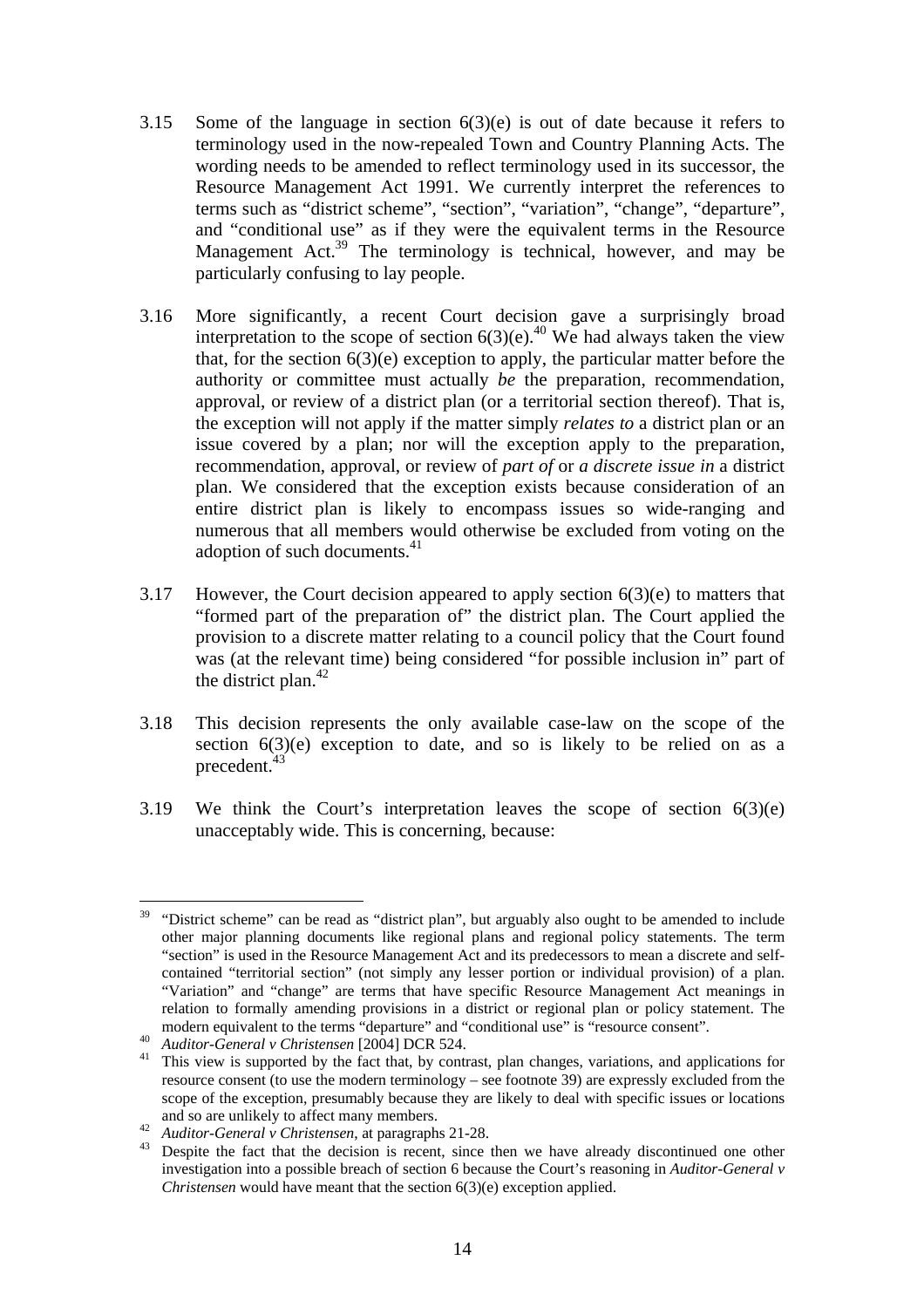3.15 Some of the language in section 6(3)(e) is out of date because it refers to terminology used in the now-repealed Town and Country Planning Acts. The wording needs to be amended to reflect terminology used in its successor, the Resource Management Act 1991. We currently interpret the references to terms such as "district scheme", "section", "variation", "change", "departure", and "conditional use" as if they were the equivalent terms in the Resource Management Act.[39] The terminology is technical, however, and may be particularly confusing to lay people.

3.16 More significantly, a recent Court decision gave a surprisingly broad interpretation to the scope of section 6(3)(e).[40] We had always taken the view that, for the section 6(3)(e) exception to apply, the particular matter before the authority or committee must actually *be* the preparation, recommendation, approval, or review of a district plan (or a territorial section thereof). That is, the exception will not apply if the matter simply *relates to* a district plan or an issue covered by a plan; nor will the exception apply to the preparation, recommendation, approval, or review of *part of* or *a discrete issue in* a district plan. We considered that the exception exists because consideration of an entire district plan is likely to encompass issues so wide-ranging and numerous that all members would otherwise be excluded from voting on the adoption of such documents.[41]

3.17 However, the Court decision appeared to apply section 6(3)(e) to matters that "formed part of the preparation of" the district plan. The Court applied the provision to a discrete matter relating to a council policy that the Court found was (at the relevant time) being considered "for possible inclusion in" part of the district plan.[42]

3.18 This decision represents the only available case-law on the scope of the section 6(3)(e) exception to date, and so is likely to be relied on as a precedent.[43]

3.19 We think the Court's interpretation leaves the scope of section 6(3)(e) unacceptably wide. This is concerning, because:

---

[39] "District scheme" can be read as "district plan", but arguably also ought to be amended to include other major planning documents like regional plans and regional policy statements. The term "section" is used in the Resource Management Act and its predecessors to mean a discrete and self-contained "territorial section" (not simply any lesser portion or individual provision) of a plan. "Variation" and "change" are terms that have specific Resource Management Act meanings in relation to formally amending provisions in a district or regional plan or policy statement. The modern equivalent to the terms "departure" and "conditional use" is "resource consent".

[40] *Auditor-General v Christensen* [2004] DCR 524.

[41] This view is supported by the fact that, by contrast, plan changes, variations, and applications for resource consent (to use the modern terminology – see footnote 39) are expressly excluded from the scope of the exception, presumably because they are likely to deal with specific issues or locations and so are unlikely to affect many members.

[42] *Auditor-General v Christensen*, at paragraphs 21-28.

[43] Despite the fact that the decision is recent, since then we have already discontinued one other investigation into a possible breach of section 6 because the Court's reasoning in *Auditor-General v Christensen* would have meant that the section 6(3)(e) exception applied.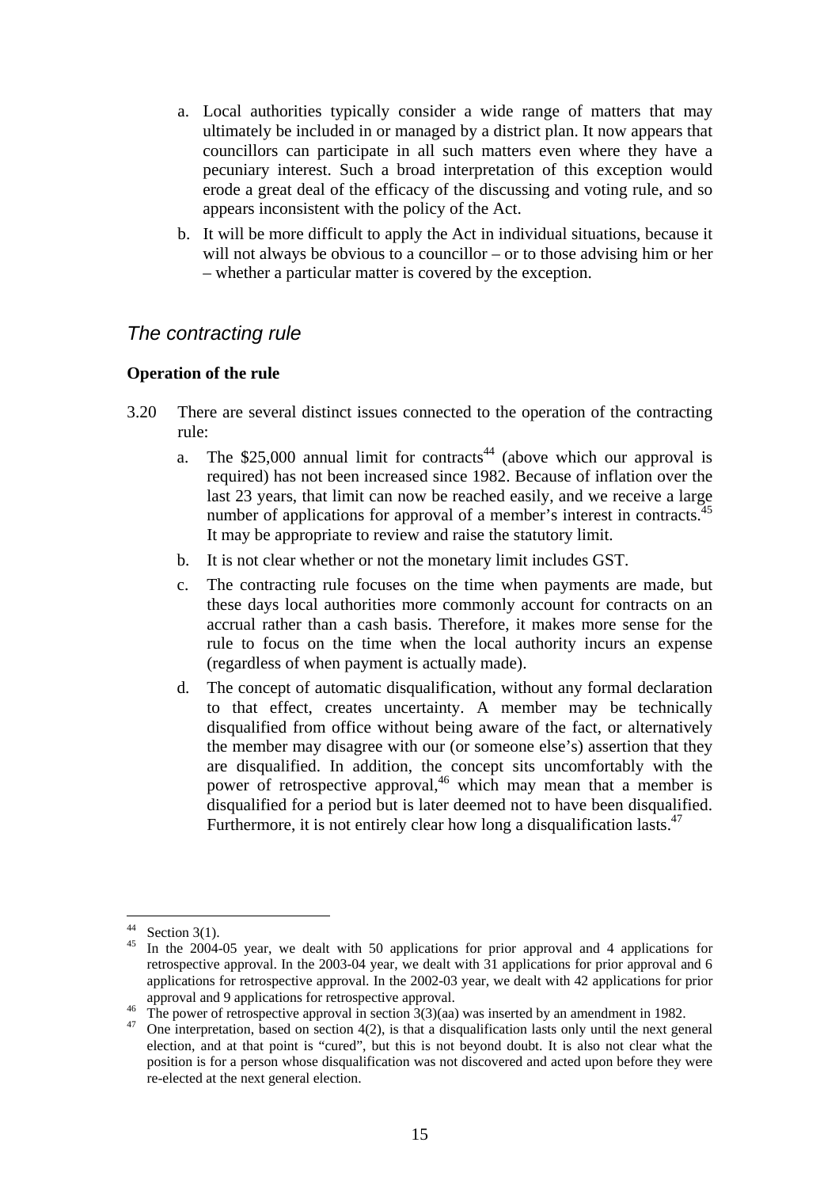a. Local authorities typically consider a wide range of matters that may ultimately be included in or managed by a district plan. It now appears that councillors can participate in all such matters even where they have a pecuniary interest. Such a broad interpretation of this exception would erode a great deal of the efficacy of the discussing and voting rule, and so appears inconsistent with the policy of the Act.

b. It will be more difficult to apply the Act in individual situations, because it will not always be obvious to a councillor – or to those advising him or her – whether a particular matter is covered by the exception.

## *The contracting rule*

### Operation of the rule

3.20 There are several distinct issues connected to the operation of the contracting rule:

a. The $25,000 annual limit for contracts[44] (above which our approval is required) has not been increased since 1982. Because of inflation over the last 23 years, that limit can now be reached easily, and we receive a large number of applications for approval of a member's interest in contracts.[45] It may be appropriate to review and raise the statutory limit.

b. It is not clear whether or not the monetary limit includes GST.

c. The contracting rule focuses on the time when payments are made, but these days local authorities more commonly account for contracts on an accrual rather than a cash basis. Therefore, it makes more sense for the rule to focus on the time when the local authority incurs an expense (regardless of when payment is actually made).

d. The concept of automatic disqualification, without any formal declaration to that effect, creates uncertainty. A member may be technically disqualified from office without being aware of the fact, or alternatively the member may disagree with our (or someone else's) assertion that they are disqualified. In addition, the concept sits uncomfortably with the power of retrospective approval,[46] which may mean that a member is disqualified for a period but is later deemed not to have been disqualified. Furthermore, it is not entirely clear how long a disqualification lasts.[47]

---

[44] Section 3(1).

[45] In the 2004-05 year, we dealt with 50 applications for prior approval and 4 applications for retrospective approval. In the 2003-04 year, we dealt with 31 applications for prior approval and 6 applications for retrospective approval. In the 2002-03 year, we dealt with 42 applications for prior approval and 9 applications for retrospective approval.

[46] The power of retrospective approval in section 3(3)(aa) was inserted by an amendment in 1982.

[47] One interpretation, based on section 4(2), is that a disqualification lasts only until the next general election, and at that point is "cured", but this is not beyond doubt. It is also not clear what the position is for a person whose disqualification was not discovered and acted upon before they were re-elected at the next general election.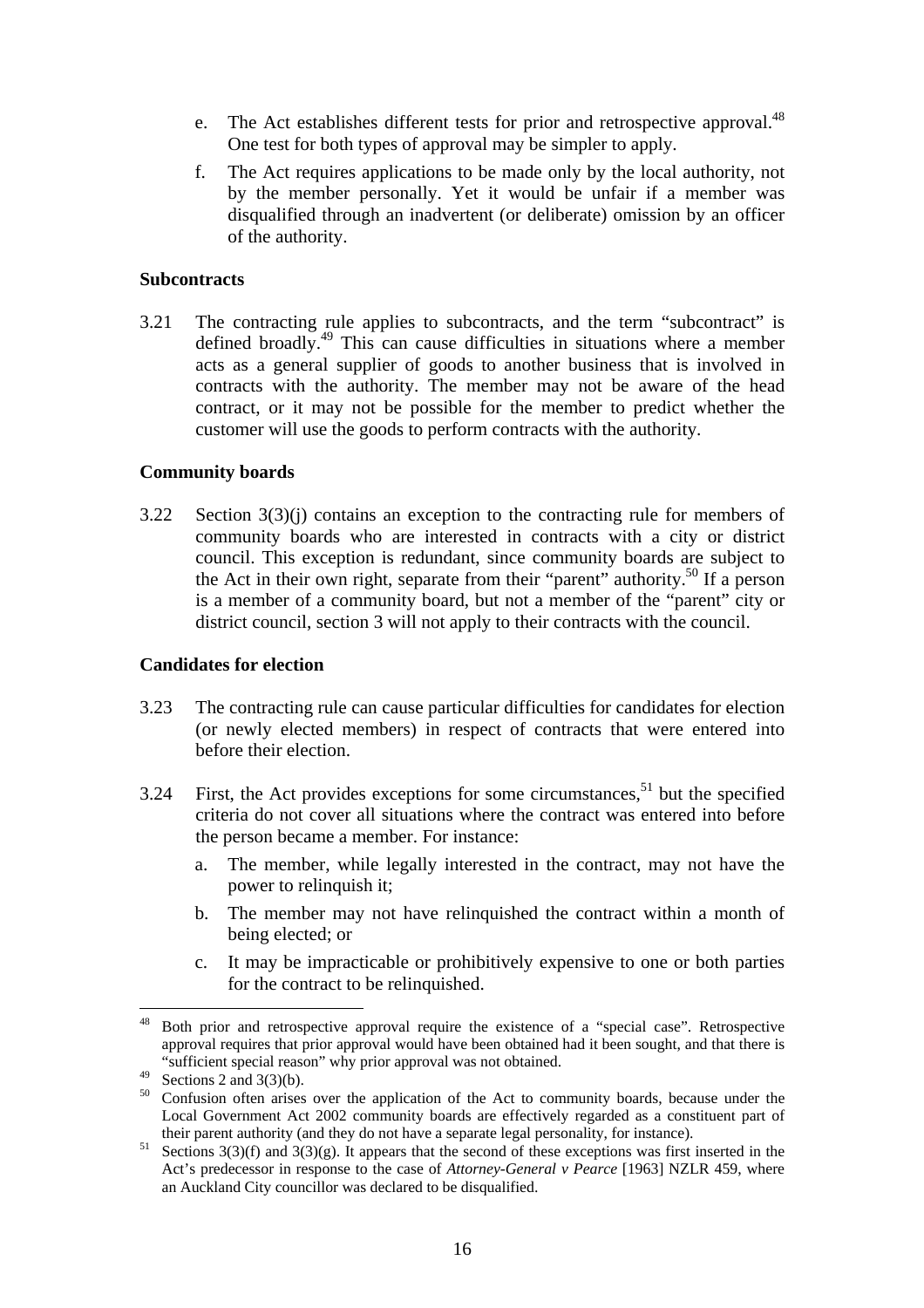e. The Act establishes different tests for prior and retrospective approval.[48] One test for both types of approval may be simpler to apply.

f. The Act requires applications to be made only by the local authority, not by the member personally. Yet it would be unfair if a member was disqualified through an inadvertent (or deliberate) omission by an officer of the authority.

**Subcontracts**

3.21 The contracting rule applies to subcontracts, and the term "subcontract" is defined broadly.[49] This can cause difficulties in situations where a member acts as a general supplier of goods to another business that is involved in contracts with the authority. The member may not be aware of the head contract, or it may not be possible for the member to predict whether the customer will use the goods to perform contracts with the authority.

**Community boards**

3.22 Section 3(3)(j) contains an exception to the contracting rule for members of community boards who are interested in contracts with a city or district council. This exception is redundant, since community boards are subject to the Act in their own right, separate from their "parent" authority.[50] If a person is a member of a community board, but not a member of the "parent" city or district council, section 3 will not apply to their contracts with the council.

**Candidates for election**

3.23 The contracting rule can cause particular difficulties for candidates for election (or newly elected members) in respect of contracts that were entered into before their election.

3.24 First, the Act provides exceptions for some circumstances,[51] but the specified criteria do not cover all situations where the contract was entered into before the person became a member. For instance:

a. The member, while legally interested in the contract, may not have the power to relinquish it;

b. The member may not have relinquished the contract within a month of being elected; or

c. It may be impracticable or prohibitively expensive to one or both parties for the contract to be relinquished.

---

[48] Both prior and retrospective approval require the existence of a "special case". Retrospective approval requires that prior approval would have been obtained had it been sought, and that there is "sufficient special reason" why prior approval was not obtained.

[49] Sections 2 and 3(3)(b).

[50] Confusion often arises over the application of the Act to community boards, because under the Local Government Act 2002 community boards are effectively regarded as a constituent part of their parent authority (and they do not have a separate legal personality, for instance).

[51] Sections 3(3)(f) and 3(3)(g). It appears that the second of these exceptions was first inserted in the Act's predecessor in response to the case of *Attorney-General v Pearce* [1963] NZLR 459, where an Auckland City councillor was declared to be disqualified.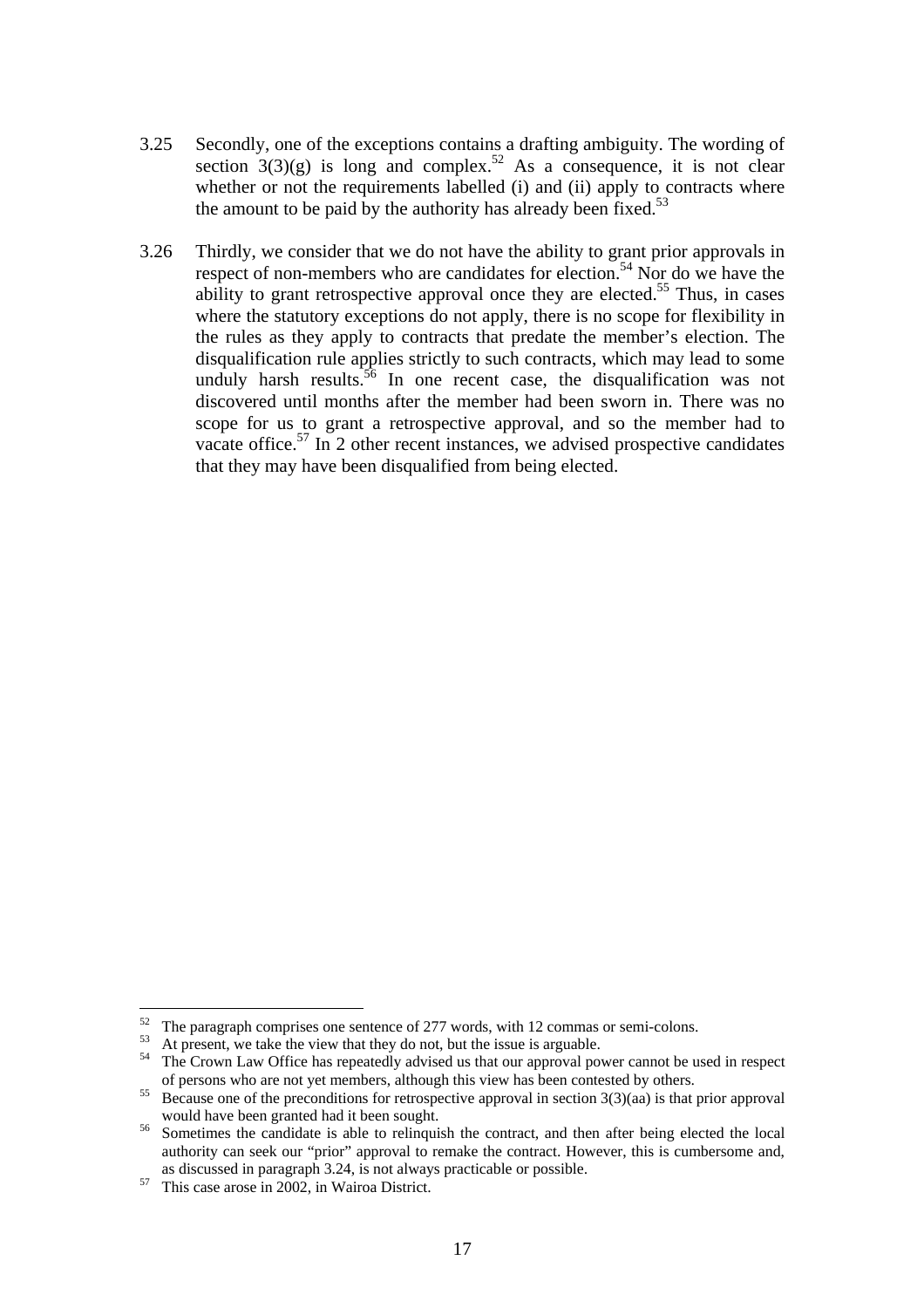3.25 Secondly, one of the exceptions contains a drafting ambiguity. The wording of section 3(3)(g) is long and complex.[52] As a consequence, it is not clear whether or not the requirements labelled (i) and (ii) apply to contracts where the amount to be paid by the authority has already been fixed.[53]

3.26 Thirdly, we consider that we do not have the ability to grant prior approvals in respect of non-members who are candidates for election.[54] Nor do we have the ability to grant retrospective approval once they are elected.[55] Thus, in cases where the statutory exceptions do not apply, there is no scope for flexibility in the rules as they apply to contracts that predate the member's election. The disqualification rule applies strictly to such contracts, which may lead to some unduly harsh results.[56] In one recent case, the disqualification was not discovered until months after the member had been sworn in. There was no scope for us to grant a retrospective approval, and so the member had to vacate office.[57] In 2 other recent instances, we advised prospective candidates that they may have been disqualified from being elected.

---

[52] The paragraph comprises one sentence of 277 words, with 12 commas or semi-colons.

[53] At present, we take the view that they do not, but the issue is arguable.

[54] The Crown Law Office has repeatedly advised us that our approval power cannot be used in respect of persons who are not yet members, although this view has been contested by others.

[55] Because one of the preconditions for retrospective approval in section 3(3)(aa) is that prior approval would have been granted had it been sought.

[56] Sometimes the candidate is able to relinquish the contract, and then after being elected the local authority can seek our "prior" approval to remake the contract. However, this is cumbersome and, as discussed in paragraph 3.24, is not always practicable or possible.

[57] This case arose in 2002, in Wairoa District.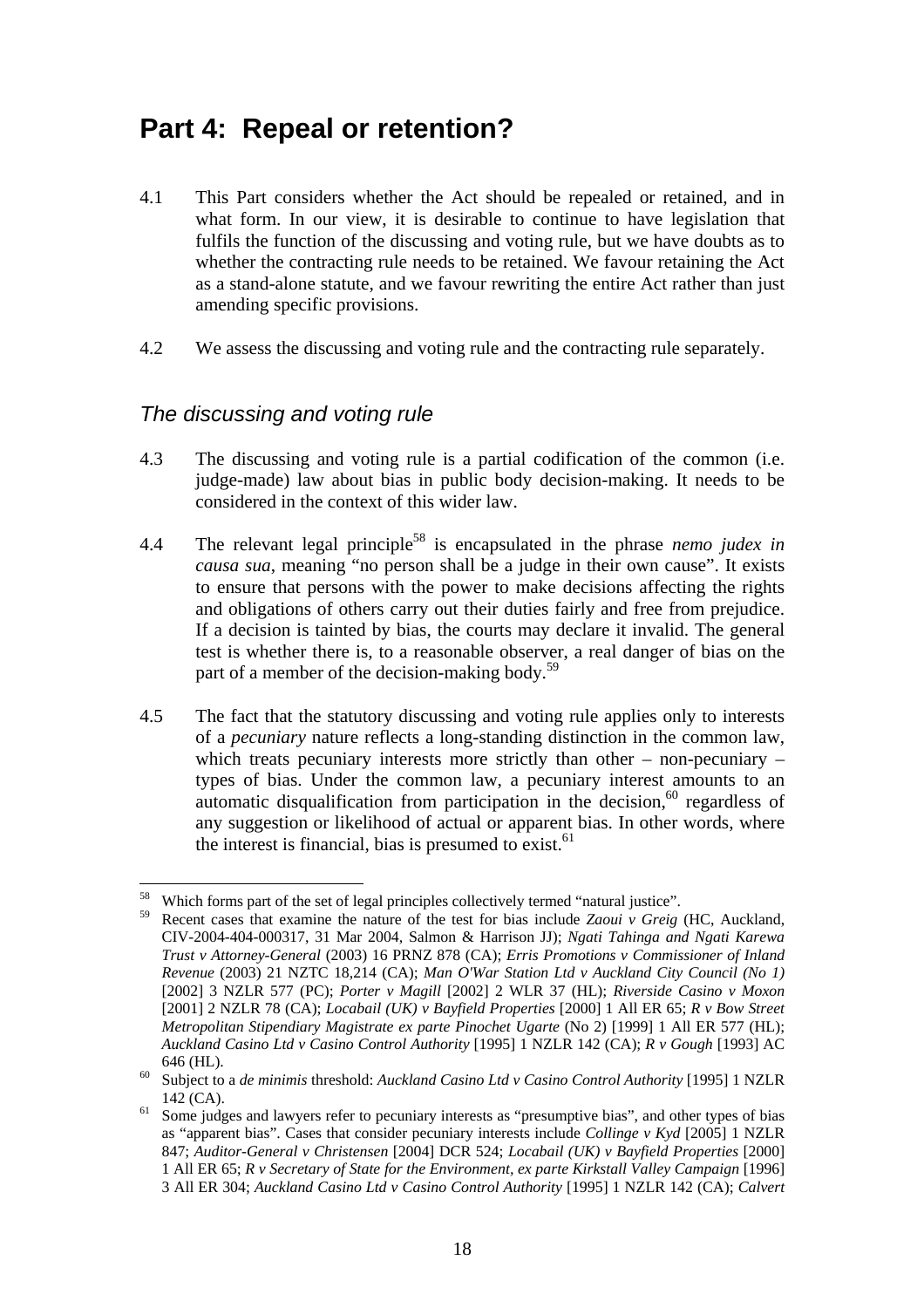# Part 4: Repeal or retention?

4.1 This Part considers whether the Act should be repealed or retained, and in what form. In our view, it is desirable to continue to have legislation that fulfils the function of the discussing and voting rule, but we have doubts as to whether the contracting rule needs to be retained. We favour retaining the Act as a stand-alone statute, and we favour rewriting the entire Act rather than just amending specific provisions.

4.2 We assess the discussing and voting rule and the contracting rule separately.

## *The discussing and voting rule*

4.3 The discussing and voting rule is a partial codification of the common (i.e. judge-made) law about bias in public body decision-making. It needs to be considered in the context of this wider law.

4.4 The relevant legal principle[58] is encapsulated in the phrase *nemo judex in causa sua*, meaning "no person shall be a judge in their own cause". It exists to ensure that persons with the power to make decisions affecting the rights and obligations of others carry out their duties fairly and free from prejudice. If a decision is tainted by bias, the courts may declare it invalid. The general test is whether there is, to a reasonable observer, a real danger of bias on the part of a member of the decision-making body.[59]

4.5 The fact that the statutory discussing and voting rule applies only to interests of a *pecuniary* nature reflects a long-standing distinction in the common law, which treats pecuniary interests more strictly than other – non-pecuniary – types of bias. Under the common law, a pecuniary interest amounts to an automatic disqualification from participation in the decision,[60] regardless of any suggestion or likelihood of actual or apparent bias. In other words, where the interest is financial, bias is presumed to exist.[61]

---

[58] Which forms part of the set of legal principles collectively termed "natural justice".

[59] Recent cases that examine the nature of the test for bias include *Zaoui v Greig* (HC, Auckland, CIV-2004-404-000317, 31 Mar 2004, Salmon & Harrison JJ); *Ngati Tahinga and Ngati Karewa Trust v Attorney-General* (2003) 16 PRNZ 878 (CA); *Erris Promotions v Commissioner of Inland Revenue* (2003) 21 NZTC 18,214 (CA); *Man O'War Station Ltd v Auckland City Council (No 1)* [2002] 3 NZLR 577 (PC); *Porter v Magill* [2002] 2 WLR 37 (HL); *Riverside Casino v Moxon* [2001] 2 NZLR 78 (CA); *Locabail (UK) v Bayfield Properties* [2000] 1 All ER 65; *R v Bow Street Metropolitan Stipendiary Magistrate ex parte Pinochet Ugarte* (No 2) [1999] 1 All ER 577 (HL); *Auckland Casino Ltd v Casino Control Authority* [1995] 1 NZLR 142 (CA); *R v Gough* [1993] AC 646 (HL).

[60] Subject to a *de minimis* threshold: *Auckland Casino Ltd v Casino Control Authority* [1995] 1 NZLR 142 (CA).

[61] Some judges and lawyers refer to pecuniary interests as "presumptive bias", and other types of bias as "apparent bias". Cases that consider pecuniary interests include *Collinge v Kyd* [2005] 1 NZLR 847; *Auditor-General v Christensen* [2004] DCR 524; *Locabail (UK) v Bayfield Properties* [2000] 1 All ER 65; *R v Secretary of State for the Environment, ex parte Kirkstall Valley Campaign* [1996] 3 All ER 304; *Auckland Casino Ltd v Casino Control Authority* [1995] 1 NZLR 142 (CA); *Calvert*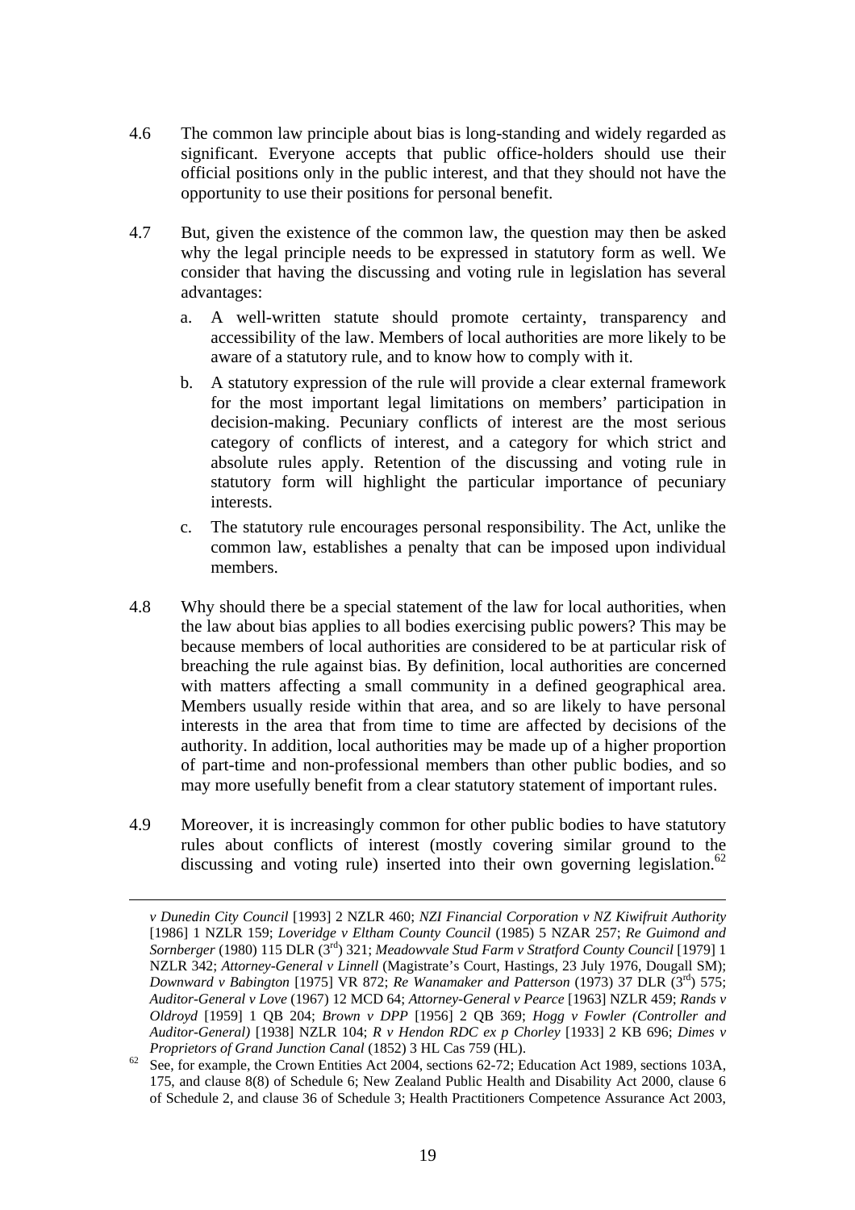4.6 The common law principle about bias is long-standing and widely regarded as significant. Everyone accepts that public office-holders should use their official positions only in the public interest, and that they should not have the opportunity to use their positions for personal benefit.

4.7 But, given the existence of the common law, the question may then be asked why the legal principle needs to be expressed in statutory form as well. We consider that having the discussing and voting rule in legislation has several advantages:

a. A well-written statute should promote certainty, transparency and accessibility of the law. Members of local authorities are more likely to be aware of a statutory rule, and to know how to comply with it.

b. A statutory expression of the rule will provide a clear external framework for the most important legal limitations on members' participation in decision-making. Pecuniary conflicts of interest are the most serious category of conflicts of interest, and a category for which strict and absolute rules apply. Retention of the discussing and voting rule in statutory form will highlight the particular importance of pecuniary interests.

c. The statutory rule encourages personal responsibility. The Act, unlike the common law, establishes a penalty that can be imposed upon individual members.

4.8 Why should there be a special statement of the law for local authorities, when the law about bias applies to all bodies exercising public powers? This may be because members of local authorities are considered to be at particular risk of breaching the rule against bias. By definition, local authorities are concerned with matters affecting a small community in a defined geographical area. Members usually reside within that area, and so are likely to have personal interests in the area that from time to time are affected by decisions of the authority. In addition, local authorities may be made up of a higher proportion of part-time and non-professional members than other public bodies, and so may more usefully benefit from a clear statutory statement of important rules.

4.9 Moreover, it is increasingly common for other public bodies to have statutory rules about conflicts of interest (mostly covering similar ground to the discussing and voting rule) inserted into their own governing legislation.[62]

---

*v Dunedin City Council* [1993] 2 NZLR 460; *NZI Financial Corporation v NZ Kiwifruit Authority* [1986] 1 NZLR 159; *Loveridge v Eltham County Council* (1985) 5 NZAR 257; *Re Guimond and Sornberger* (1980) 115 DLR (3rd) 321; *Meadowvale Stud Farm v Stratford County Council* [1979] 1 NZLR 342; *Attorney-General v Linnell* (Magistrate's Court, Hastings, 23 July 1976, Dougall SM); *Downward v Babington* [1975] VR 872; *Re Wanamaker and Patterson* (1973) 37 DLR (3rd) 575; *Auditor-General v Love* (1967) 12 MCD 64; *Attorney-General v Pearce* [1963] NZLR 459; *Rands v Oldroyd* [1959] 1 QB 204; *Brown v DPP* [1956] 2 QB 369; *Hogg v Fowler (Controller and Auditor-General)* [1938] NZLR 104; *R v Hendon RDC ex p Chorley* [1933] 2 KB 696; *Dimes v Proprietors of Grand Junction Canal* (1852) 3 HL Cas 759 (HL).

[62] See, for example, the Crown Entities Act 2004, sections 62-72; Education Act 1989, sections 103A, 175, and clause 8(8) of Schedule 6; New Zealand Public Health and Disability Act 2000, clause 6 of Schedule 2, and clause 36 of Schedule 3; Health Practitioners Competence Assurance Act 2003,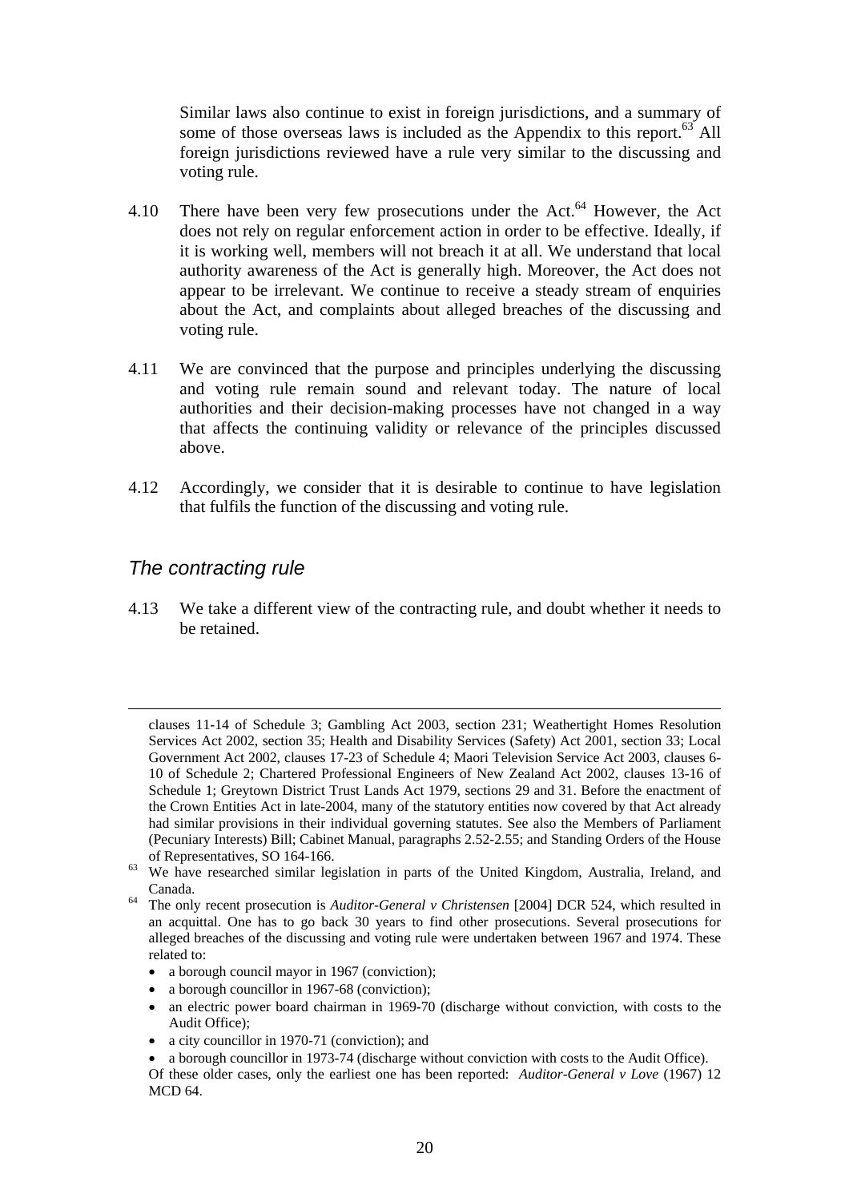Similar laws also continue to exist in foreign jurisdictions, and a summary of some of those overseas laws is included as the Appendix to this report.[63] All foreign jurisdictions reviewed have a rule very similar to the discussing and voting rule.

4.10 There have been very few prosecutions under the Act.[64] However, the Act does not rely on regular enforcement action in order to be effective. Ideally, if it is working well, members will not breach it at all. We understand that local authority awareness of the Act is generally high. Moreover, the Act does not appear to be irrelevant. We continue to receive a steady stream of enquiries about the Act, and complaints about alleged breaches of the discussing and voting rule.

4.11 We are convinced that the purpose and principles underlying the discussing and voting rule remain sound and relevant today. The nature of local authorities and their decision-making processes have not changed in a way that affects the continuing validity or relevance of the principles discussed above.

4.12 Accordingly, we consider that it is desirable to continue to have legislation that fulfils the function of the discussing and voting rule.

## *The contracting rule*

4.13 We take a different view of the contracting rule, and doubt whether it needs to be retained.

---

clauses 11-14 of Schedule 3; Gambling Act 2003, section 231; Weathertight Homes Resolution Services Act 2002, section 35; Health and Disability Services (Safety) Act 2001, section 33; Local Government Act 2002, clauses 17-23 of Schedule 4; Maori Television Service Act 2003, clauses 6-10 of Schedule 2; Chartered Professional Engineers of New Zealand Act 2002, clauses 13-16 of Schedule 1; Greytown District Trust Lands Act 1979, sections 29 and 31. Before the enactment of the Crown Entities Act in late-2004, many of the statutory entities now covered by that Act already had similar provisions in their individual governing statutes. See also the Members of Parliament (Pecuniary Interests) Bill; Cabinet Manual, paragraphs 2.52-2.55; and Standing Orders of the House of Representatives, SO 164-166.

[63] We have researched similar legislation in parts of the United Kingdom, Australia, Ireland, and Canada.

[64] The only recent prosecution is *Auditor-General v Christensen* [2004] DCR 524, which resulted in an acquittal. One has to go back 30 years to find other prosecutions. Several prosecutions for alleged breaches of the discussing and voting rule were undertaken between 1967 and 1974. These related to:

- a borough council mayor in 1967 (conviction);
- a borough councillor in 1967-68 (conviction);
- an electric power board chairman in 1969-70 (discharge without conviction, with costs to the Audit Office);
- a city councillor in 1970-71 (conviction); and
- a borough councillor in 1973-74 (discharge without conviction with costs to the Audit Office).

Of these older cases, only the earliest one has been reported: *Auditor-General v Love* (1967) 12 MCD 64.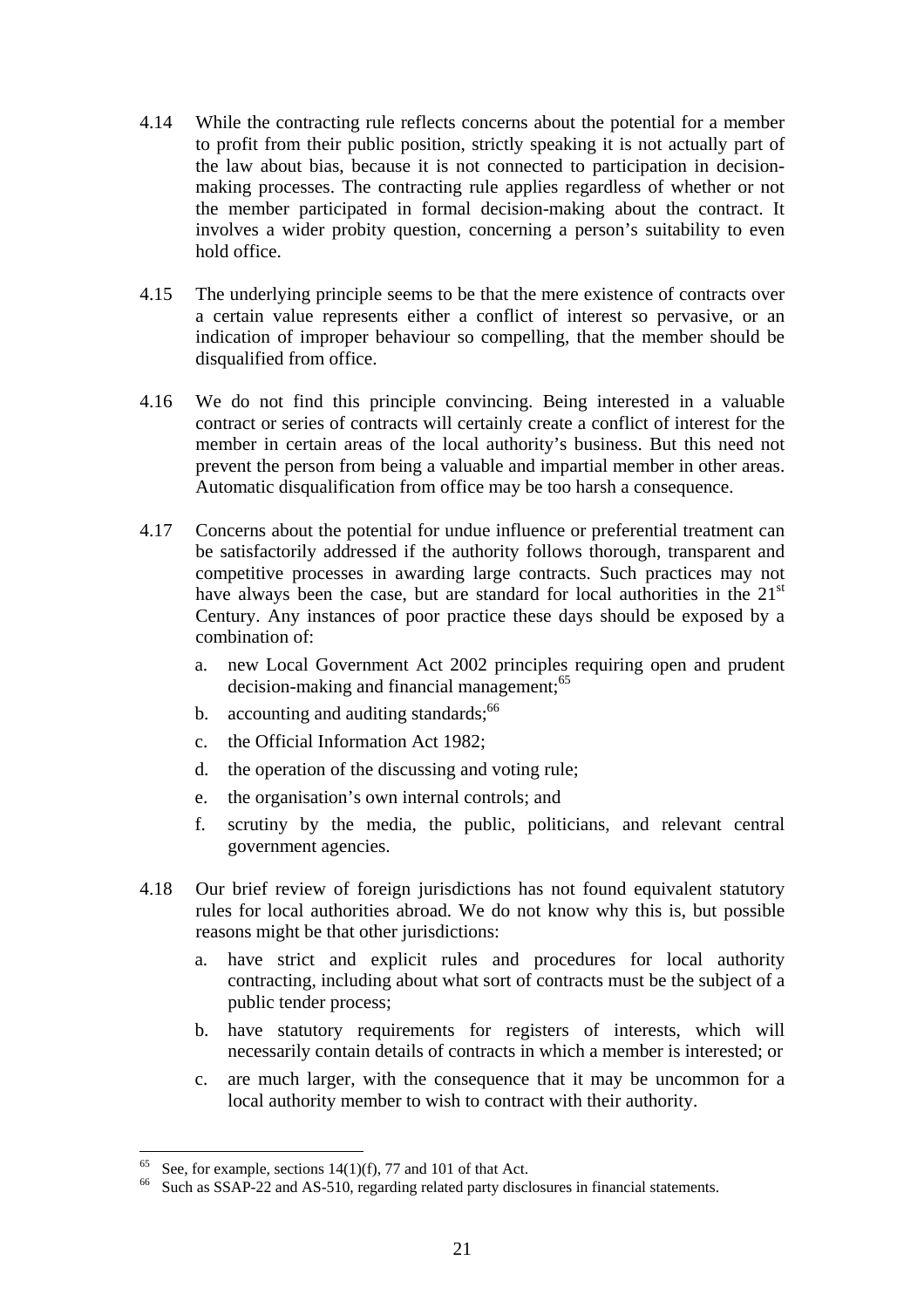4.14 While the contracting rule reflects concerns about the potential for a member to profit from their public position, strictly speaking it is not actually part of the law about bias, because it is not connected to participation in decision-making processes. The contracting rule applies regardless of whether or not the member participated in formal decision-making about the contract. It involves a wider probity question, concerning a person's suitability to even hold office.

4.15 The underlying principle seems to be that the mere existence of contracts over a certain value represents either a conflict of interest so pervasive, or an indication of improper behaviour so compelling, that the member should be disqualified from office.

4.16 We do not find this principle convincing. Being interested in a valuable contract or series of contracts will certainly create a conflict of interest for the member in certain areas of the local authority's business. But this need not prevent the person from being a valuable and impartial member in other areas. Automatic disqualification from office may be too harsh a consequence.

4.17 Concerns about the potential for undue influence or preferential treatment can be satisfactorily addressed if the authority follows thorough, transparent and competitive processes in awarding large contracts. Such practices may not have always been the case, but are standard for local authorities in the 21st Century. Any instances of poor practice these days should be exposed by a combination of:

a. new Local Government Act 2002 principles requiring open and prudent decision-making and financial management;[65]

b. accounting and auditing standards;[66]

c. the Official Information Act 1982;

d. the operation of the discussing and voting rule;

e. the organisation's own internal controls; and

f. scrutiny by the media, the public, politicians, and relevant central government agencies.

4.18 Our brief review of foreign jurisdictions has not found equivalent statutory rules for local authorities abroad. We do not know why this is, but possible reasons might be that other jurisdictions:

a. have strict and explicit rules and procedures for local authority contracting, including about what sort of contracts must be the subject of a public tender process;

b. have statutory requirements for registers of interests, which will necessarily contain details of contracts in which a member is interested; or

c. are much larger, with the consequence that it may be uncommon for a local authority member to wish to contract with their authority.

---

[65] See, for example, sections 14(1)(f), 77 and 101 of that Act.

[66] Such as SSAP-22 and AS-510, regarding related party disclosures in financial statements.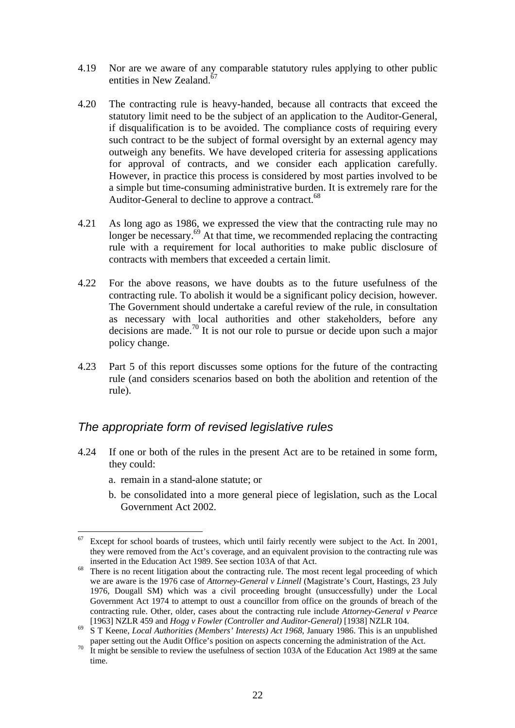4.19 Nor are we aware of any comparable statutory rules applying to other public entities in New Zealand.[67]

4.20 The contracting rule is heavy-handed, because all contracts that exceed the statutory limit need to be the subject of an application to the Auditor-General, if disqualification is to be avoided. The compliance costs of requiring every such contract to be the subject of formal oversight by an external agency may outweigh any benefits. We have developed criteria for assessing applications for approval of contracts, and we consider each application carefully. However, in practice this process is considered by most parties involved to be a simple but time-consuming administrative burden. It is extremely rare for the Auditor-General to decline to approve a contract.[68]

4.21 As long ago as 1986, we expressed the view that the contracting rule may no longer be necessary.[69] At that time, we recommended replacing the contracting rule with a requirement for local authorities to make public disclosure of contracts with members that exceeded a certain limit.

4.22 For the above reasons, we have doubts as to the future usefulness of the contracting rule. To abolish it would be a significant policy decision, however. The Government should undertake a careful review of the rule, in consultation as necessary with local authorities and other stakeholders, before any decisions are made.[70] It is not our role to pursue or decide upon such a major policy change.

4.23 Part 5 of this report discusses some options for the future of the contracting rule (and considers scenarios based on both the abolition and retention of the rule).

## *The appropriate form of revised legislative rules*

4.24 If one or both of the rules in the present Act are to be retained in some form, they could:

a. remain in a stand-alone statute; or

b. be consolidated into a more general piece of legislation, such as the Local Government Act 2002.

---

[67] Except for school boards of trustees, which until fairly recently were subject to the Act. In 2001, they were removed from the Act's coverage, and an equivalent provision to the contracting rule was inserted in the Education Act 1989. See section 103A of that Act.

[68] There is no recent litigation about the contracting rule. The most recent legal proceeding of which we are aware is the 1976 case of *Attorney-General v Linnell* (Magistrate's Court, Hastings, 23 July 1976, Dougall SM) which was a civil proceeding brought (unsuccessfully) under the Local Government Act 1974 to attempt to oust a councillor from office on the grounds of breach of the contracting rule. Other, older, cases about the contracting rule include *Attorney-General v Pearce* [1963] NZLR 459 and *Hogg v Fowler (Controller and Auditor-General)* [1938] NZLR 104.

[69] S T Keene, *Local Authorities (Members' Interests) Act 1968*, January 1986. This is an unpublished paper setting out the Audit Office's position on aspects concerning the administration of the Act.

[70] It might be sensible to review the usefulness of section 103A of the Education Act 1989 at the same time.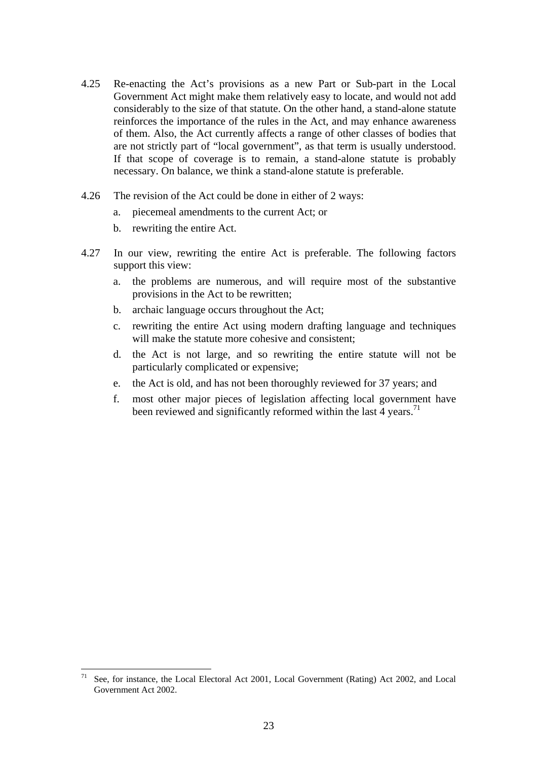4.25 Re-enacting the Act's provisions as a new Part or Sub-part in the Local Government Act might make them relatively easy to locate, and would not add considerably to the size of that statute. On the other hand, a stand-alone statute reinforces the importance of the rules in the Act, and may enhance awareness of them. Also, the Act currently affects a range of other classes of bodies that are not strictly part of "local government", as that term is usually understood. If that scope of coverage is to remain, a stand-alone statute is probably necessary. On balance, we think a stand-alone statute is preferable.

4.26 The revision of the Act could be done in either of 2 ways:

a. piecemeal amendments to the current Act; or

b. rewriting the entire Act.

4.27 In our view, rewriting the entire Act is preferable. The following factors support this view:

a. the problems are numerous, and will require most of the substantive provisions in the Act to be rewritten;

b. archaic language occurs throughout the Act;

c. rewriting the entire Act using modern drafting language and techniques will make the statute more cohesive and consistent;

d. the Act is not large, and so rewriting the entire statute will not be particularly complicated or expensive;

e. the Act is old, and has not been thoroughly reviewed for 37 years; and

f. most other major pieces of legislation affecting local government have been reviewed and significantly reformed within the last 4 years.[71]

---

[71] See, for instance, the Local Electoral Act 2001, Local Government (Rating) Act 2002, and Local Government Act 2002.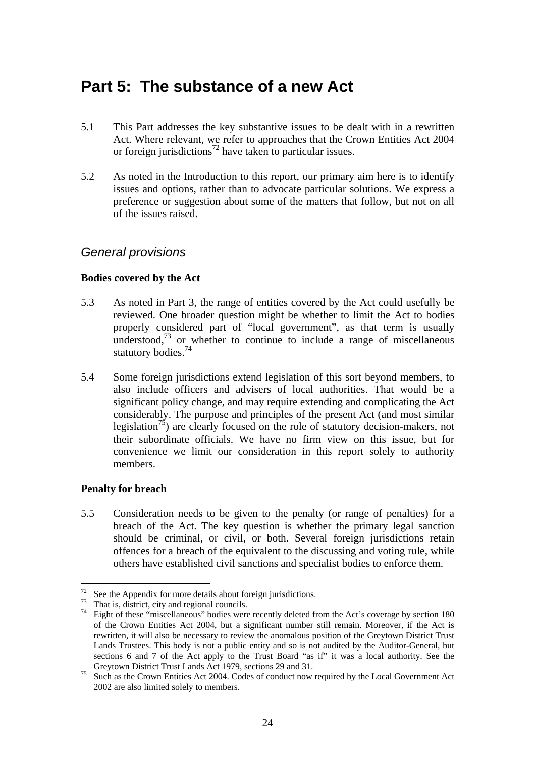# Part 5: The substance of a new Act

5.1 This Part addresses the key substantive issues to be dealt with in a rewritten Act. Where relevant, we refer to approaches that the Crown Entities Act 2004 or foreign jurisdictions[72] have taken to particular issues.

5.2 As noted in the Introduction to this report, our primary aim here is to identify issues and options, rather than to advocate particular solutions. We express a preference or suggestion about some of the matters that follow, but not on all of the issues raised.

## *General provisions*

**Bodies covered by the Act**

5.3 As noted in Part 3, the range of entities covered by the Act could usefully be reviewed. One broader question might be whether to limit the Act to bodies properly considered part of "local government", as that term is usually understood,[73] or whether to continue to include a range of miscellaneous statutory bodies.[74]

5.4 Some foreign jurisdictions extend legislation of this sort beyond members, to also include officers and advisers of local authorities. That would be a significant policy change, and may require extending and complicating the Act considerably. The purpose and principles of the present Act (and most similar legislation[75]) are clearly focused on the role of statutory decision-makers, not their subordinate officials. We have no firm view on this issue, but for convenience we limit our consideration in this report solely to authority members.

**Penalty for breach**

5.5 Consideration needs to be given to the penalty (or range of penalties) for a breach of the Act. The key question is whether the primary legal sanction should be criminal, or civil, or both. Several foreign jurisdictions retain offences for a breach of the equivalent to the discussing and voting rule, while others have established civil sanctions and specialist bodies to enforce them.

---

[72] See the Appendix for more details about foreign jurisdictions.

[73] That is, district, city and regional councils.

[74] Eight of these "miscellaneous" bodies were recently deleted from the Act's coverage by section 180 of the Crown Entities Act 2004, but a significant number still remain. Moreover, if the Act is rewritten, it will also be necessary to review the anomalous position of the Greytown District Trust Lands Trustees. This body is not a public entity and so is not audited by the Auditor-General, but sections 6 and 7 of the Act apply to the Trust Board "as if" it was a local authority. See the Greytown District Trust Lands Act 1979, sections 29 and 31.

[75] Such as the Crown Entities Act 2004. Codes of conduct now required by the Local Government Act 2002 are also limited solely to members.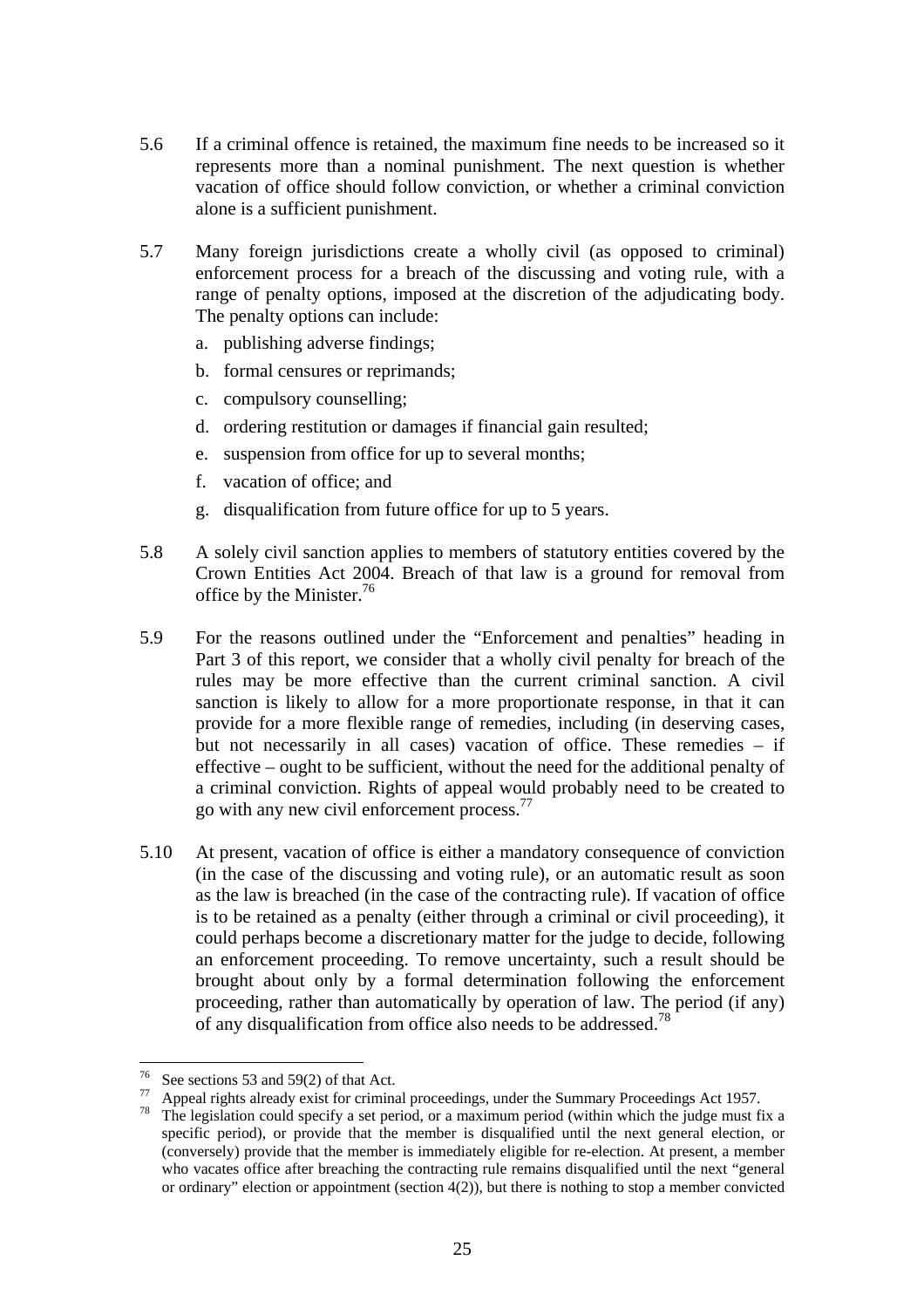5.6 If a criminal offence is retained, the maximum fine needs to be increased so it represents more than a nominal punishment. The next question is whether vacation of office should follow conviction, or whether a criminal conviction alone is a sufficient punishment.

5.7 Many foreign jurisdictions create a wholly civil (as opposed to criminal) enforcement process for a breach of the discussing and voting rule, with a range of penalty options, imposed at the discretion of the adjudicating body. The penalty options can include:

a. publishing adverse findings;

b. formal censures or reprimands;

c. compulsory counselling;

d. ordering restitution or damages if financial gain resulted;

e. suspension from office for up to several months;

f. vacation of office; and

g. disqualification from future office for up to 5 years.

5.8 A solely civil sanction applies to members of statutory entities covered by the Crown Entities Act 2004. Breach of that law is a ground for removal from office by the Minister.[76]

5.9 For the reasons outlined under the "Enforcement and penalties" heading in Part 3 of this report, we consider that a wholly civil penalty for breach of the rules may be more effective than the current criminal sanction. A civil sanction is likely to allow for a more proportionate response, in that it can provide for a more flexible range of remedies, including (in deserving cases, but not necessarily in all cases) vacation of office. These remedies – if effective – ought to be sufficient, without the need for the additional penalty of a criminal conviction. Rights of appeal would probably need to be created to go with any new civil enforcement process.[77]

5.10 At present, vacation of office is either a mandatory consequence of conviction (in the case of the discussing and voting rule), or an automatic result as soon as the law is breached (in the case of the contracting rule). If vacation of office is to be retained as a penalty (either through a criminal or civil proceeding), it could perhaps become a discretionary matter for the judge to decide, following an enforcement proceeding. To remove uncertainty, such a result should be brought about only by a formal determination following the enforcement proceeding, rather than automatically by operation of law. The period (if any) of any disqualification from office also needs to be addressed.[78]

---

[76] See sections 53 and 59(2) of that Act.

[77] Appeal rights already exist for criminal proceedings, under the Summary Proceedings Act 1957.

[78] The legislation could specify a set period, or a maximum period (within which the judge must fix a specific period), or provide that the member is disqualified until the next general election, or (conversely) provide that the member is immediately eligible for re-election. At present, a member who vacates office after breaching the contracting rule remains disqualified until the next "general or ordinary" election or appointment (section 4(2)), but there is nothing to stop a member convicted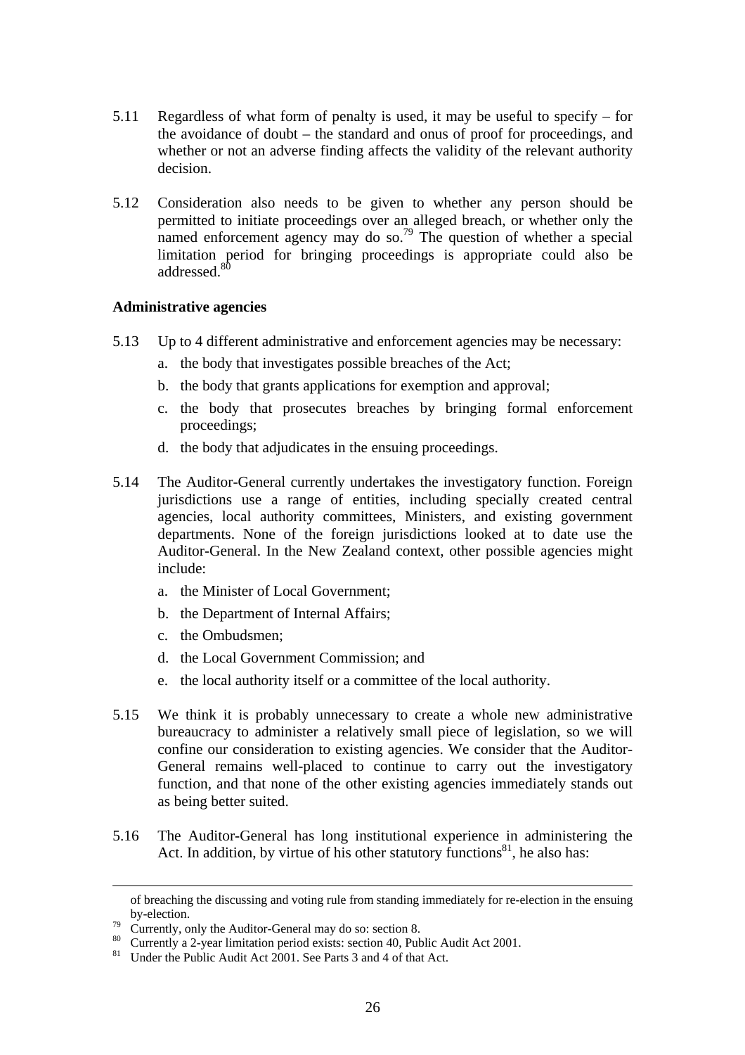5.11 Regardless of what form of penalty is used, it may be useful to specify – for the avoidance of doubt – the standard and onus of proof for proceedings, and whether or not an adverse finding affects the validity of the relevant authority decision.

5.12 Consideration also needs to be given to whether any person should be permitted to initiate proceedings over an alleged breach, or whether only the named enforcement agency may do so.[79] The question of whether a special limitation period for bringing proceedings is appropriate could also be addressed.[80]

**Administrative agencies**

5.13 Up to 4 different administrative and enforcement agencies may be necessary:

a. the body that investigates possible breaches of the Act;

b. the body that grants applications for exemption and approval;

c. the body that prosecutes breaches by bringing formal enforcement proceedings;

d. the body that adjudicates in the ensuing proceedings.

5.14 The Auditor-General currently undertakes the investigatory function. Foreign jurisdictions use a range of entities, including specially created central agencies, local authority committees, Ministers, and existing government departments. None of the foreign jurisdictions looked at to date use the Auditor-General. In the New Zealand context, other possible agencies might include:

a. the Minister of Local Government;

b. the Department of Internal Affairs;

c. the Ombudsmen;

d. the Local Government Commission; and

e. the local authority itself or a committee of the local authority.

5.15 We think it is probably unnecessary to create a whole new administrative bureaucracy to administer a relatively small piece of legislation, so we will confine our consideration to existing agencies. We consider that the Auditor-General remains well-placed to continue to carry out the investigatory function, and that none of the other existing agencies immediately stands out as being better suited.

5.16 The Auditor-General has long institutional experience in administering the Act. In addition, by virtue of his other statutory functions[81], he also has:

---

of breaching the discussing and voting rule from standing immediately for re-election in the ensuing by-election.

[79] Currently, only the Auditor-General may do so: section 8.

[80] Currently a 2-year limitation period exists: section 40, Public Audit Act 2001.

[81] Under the Public Audit Act 2001. See Parts 3 and 4 of that Act.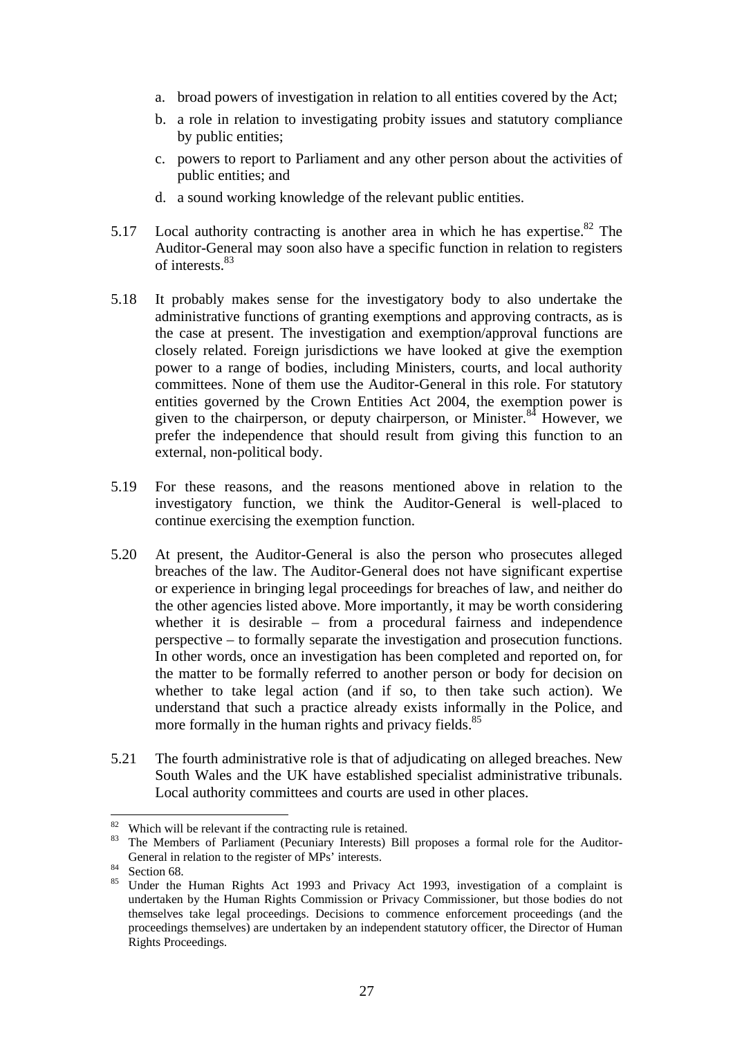a. broad powers of investigation in relation to all entities covered by the Act;

b. a role in relation to investigating probity issues and statutory compliance by public entities;

c. powers to report to Parliament and any other person about the activities of public entities; and

d. a sound working knowledge of the relevant public entities.

5.17 Local authority contracting is another area in which he has expertise.[82] The Auditor-General may soon also have a specific function in relation to registers of interests.[83]

5.18 It probably makes sense for the investigatory body to also undertake the administrative functions of granting exemptions and approving contracts, as is the case at present. The investigation and exemption/approval functions are closely related. Foreign jurisdictions we have looked at give the exemption power to a range of bodies, including Ministers, courts, and local authority committees. None of them use the Auditor-General in this role. For statutory entities governed by the Crown Entities Act 2004, the exemption power is given to the chairperson, or deputy chairperson, or Minister.[84] However, we prefer the independence that should result from giving this function to an external, non-political body.

5.19 For these reasons, and the reasons mentioned above in relation to the investigatory function, we think the Auditor-General is well-placed to continue exercising the exemption function.

5.20 At present, the Auditor-General is also the person who prosecutes alleged breaches of the law. The Auditor-General does not have significant expertise or experience in bringing legal proceedings for breaches of law, and neither do the other agencies listed above. More importantly, it may be worth considering whether it is desirable – from a procedural fairness and independence perspective – to formally separate the investigation and prosecution functions. In other words, once an investigation has been completed and reported on, for the matter to be formally referred to another person or body for decision on whether to take legal action (and if so, to then take such action). We understand that such a practice already exists informally in the Police, and more formally in the human rights and privacy fields.[85]

5.21 The fourth administrative role is that of adjudicating on alleged breaches. New South Wales and the UK have established specialist administrative tribunals. Local authority committees and courts are used in other places.

---

[82] Which will be relevant if the contracting rule is retained.

[83] The Members of Parliament (Pecuniary Interests) Bill proposes a formal role for the Auditor-General in relation to the register of MPs' interests.

[84] Section 68.

[85] Under the Human Rights Act 1993 and Privacy Act 1993, investigation of a complaint is undertaken by the Human Rights Commission or Privacy Commissioner, but those bodies do not themselves take legal proceedings. Decisions to commence enforcement proceedings (and the proceedings themselves) are undertaken by an independent statutory officer, the Director of Human Rights Proceedings.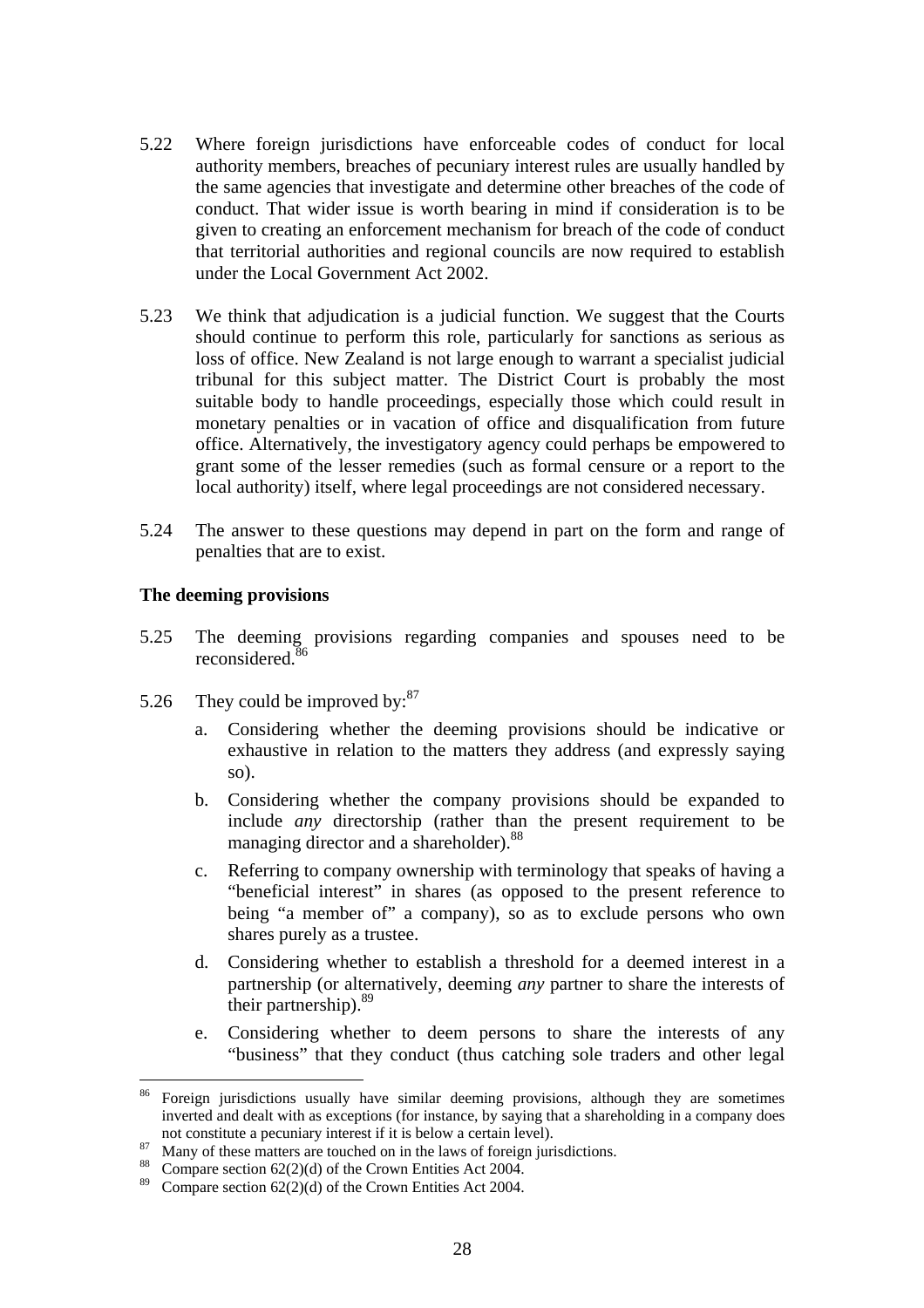5.22 Where foreign jurisdictions have enforceable codes of conduct for local authority members, breaches of pecuniary interest rules are usually handled by the same agencies that investigate and determine other breaches of the code of conduct. That wider issue is worth bearing in mind if consideration is to be given to creating an enforcement mechanism for breach of the code of conduct that territorial authorities and regional councils are now required to establish under the Local Government Act 2002.

5.23 We think that adjudication is a judicial function. We suggest that the Courts should continue to perform this role, particularly for sanctions as serious as loss of office. New Zealand is not large enough to warrant a specialist judicial tribunal for this subject matter. The District Court is probably the most suitable body to handle proceedings, especially those which could result in monetary penalties or in vacation of office and disqualification from future office. Alternatively, the investigatory agency could perhaps be empowered to grant some of the lesser remedies (such as formal censure or a report to the local authority) itself, where legal proceedings are not considered necessary.

5.24 The answer to these questions may depend in part on the form and range of penalties that are to exist.

**The deeming provisions**

5.25 The deeming provisions regarding companies and spouses need to be reconsidered.[86]

5.26 They could be improved by:[87]

a. Considering whether the deeming provisions should be indicative or exhaustive in relation to the matters they address (and expressly saying so).

b. Considering whether the company provisions should be expanded to include *any* directorship (rather than the present requirement to be managing director and a shareholder).[88]

c. Referring to company ownership with terminology that speaks of having a "beneficial interest" in shares (as opposed to the present reference to being "a member of" a company), so as to exclude persons who own shares purely as a trustee.

d. Considering whether to establish a threshold for a deemed interest in a partnership (or alternatively, deeming *any* partner to share the interests of their partnership).[89]

e. Considering whether to deem persons to share the interests of any "business" that they conduct (thus catching sole traders and other legal

---

[86] Foreign jurisdictions usually have similar deeming provisions, although they are sometimes inverted and dealt with as exceptions (for instance, by saying that a shareholding in a company does not constitute a pecuniary interest if it is below a certain level).

[87] Many of these matters are touched on in the laws of foreign jurisdictions.

[88] Compare section 62(2)(d) of the Crown Entities Act 2004.

[89] Compare section 62(2)(d) of the Crown Entities Act 2004.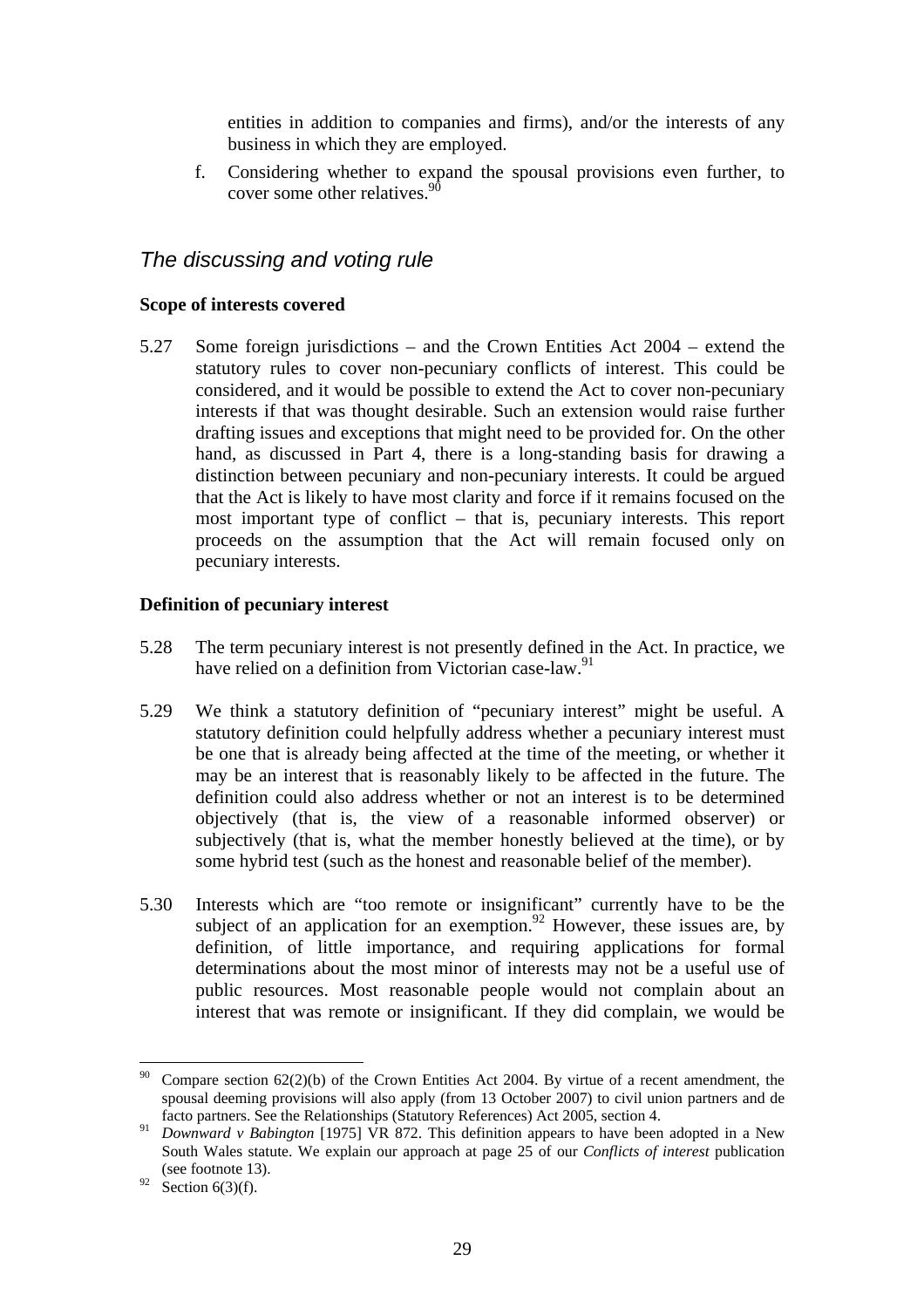entities in addition to companies and firms), and/or the interests of any business in which they are employed.

f. Considering whether to expand the spousal provisions even further, to cover some other relatives.[90]

## *The discussing and voting rule*

**Scope of interests covered**

5.27 Some foreign jurisdictions – and the Crown Entities Act 2004 – extend the statutory rules to cover non-pecuniary conflicts of interest. This could be considered, and it would be possible to extend the Act to cover non-pecuniary interests if that was thought desirable. Such an extension would raise further drafting issues and exceptions that might need to be provided for. On the other hand, as discussed in Part 4, there is a long-standing basis for drawing a distinction between pecuniary and non-pecuniary interests. It could be argued that the Act is likely to have most clarity and force if it remains focused on the most important type of conflict – that is, pecuniary interests. This report proceeds on the assumption that the Act will remain focused only on pecuniary interests.

**Definition of pecuniary interest**

5.28 The term pecuniary interest is not presently defined in the Act. In practice, we have relied on a definition from Victorian case-law.[91]

5.29 We think a statutory definition of "pecuniary interest" might be useful. A statutory definition could helpfully address whether a pecuniary interest must be one that is already being affected at the time of the meeting, or whether it may be an interest that is reasonably likely to be affected in the future. The definition could also address whether or not an interest is to be determined objectively (that is, the view of a reasonable informed observer) or subjectively (that is, what the member honestly believed at the time), or by some hybrid test (such as the honest and reasonable belief of the member).

5.30 Interests which are "too remote or insignificant" currently have to be the subject of an application for an exemption.[92] However, these issues are, by definition, of little importance, and requiring applications for formal determinations about the most minor of interests may not be a useful use of public resources. Most reasonable people would not complain about an interest that was remote or insignificant. If they did complain, we would be

---

[90] Compare section 62(2)(b) of the Crown Entities Act 2004. By virtue of a recent amendment, the spousal deeming provisions will also apply (from 13 October 2007) to civil union partners and de facto partners. See the Relationships (Statutory References) Act 2005, section 4.

[91] *Downward v Babington* [1975] VR 872. This definition appears to have been adopted in a New South Wales statute. We explain our approach at page 25 of our *Conflicts of interest* publication (see footnote 13).

[92] Section 6(3)(f).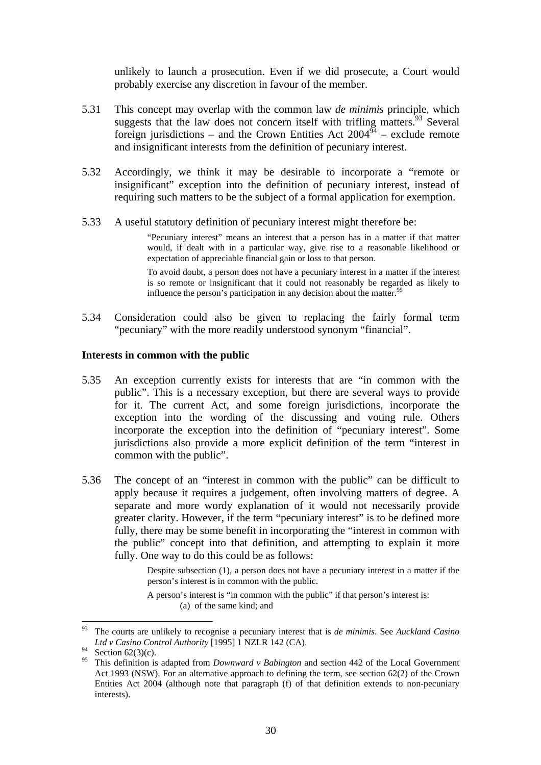unlikely to launch a prosecution. Even if we did prosecute, a Court would probably exercise any discretion in favour of the member.

5.31 This concept may overlap with the common law *de minimis* principle, which suggests that the law does not concern itself with trifling matters.[93] Several foreign jurisdictions – and the Crown Entities Act 2004[94] – exclude remote and insignificant interests from the definition of pecuniary interest.

5.32 Accordingly, we think it may be desirable to incorporate a "remote or insignificant" exception into the definition of pecuniary interest, instead of requiring such matters to be the subject of a formal application for exemption.

5.33 A useful statutory definition of pecuniary interest might therefore be:

> "Pecuniary interest" means an interest that a person has in a matter if that matter would, if dealt with in a particular way, give rise to a reasonable likelihood or expectation of appreciable financial gain or loss to that person.
>
> To avoid doubt, a person does not have a pecuniary interest in a matter if the interest is so remote or insignificant that it could not reasonably be regarded as likely to influence the person's participation in any decision about the matter.[95]

5.34 Consideration could also be given to replacing the fairly formal term "pecuniary" with the more readily understood synonym "financial".

**Interests in common with the public**

5.35 An exception currently exists for interests that are "in common with the public". This is a necessary exception, but there are several ways to provide for it. The current Act, and some foreign jurisdictions, incorporate the exception into the wording of the discussing and voting rule. Others incorporate the exception into the definition of "pecuniary interest". Some jurisdictions also provide a more explicit definition of the term "interest in common with the public".

5.36 The concept of an "interest in common with the public" can be difficult to apply because it requires a judgement, often involving matters of degree. A separate and more wordy explanation of it would not necessarily provide greater clarity. However, if the term "pecuniary interest" is to be defined more fully, there may be some benefit in incorporating the "interest in common with the public" concept into that definition, and attempting to explain it more fully. One way to do this could be as follows:

> Despite subsection (1), a person does not have a pecuniary interest in a matter if the person's interest is in common with the public.
>
> A person's interest is "in common with the public" if that person's interest is:
>
> (a) of the same kind; and

---

[93] The courts are unlikely to recognise a pecuniary interest that is *de minimis*. See *Auckland Casino Ltd v Casino Control Authority* [1995] 1 NZLR 142 (CA).

[94] Section 62(3)(c).

[95] This definition is adapted from *Downward v Babington* and section 442 of the Local Government Act 1993 (NSW). For an alternative approach to defining the term, see section 62(2) of the Crown Entities Act 2004 (although note that paragraph (f) of that definition extends to non-pecuniary interests).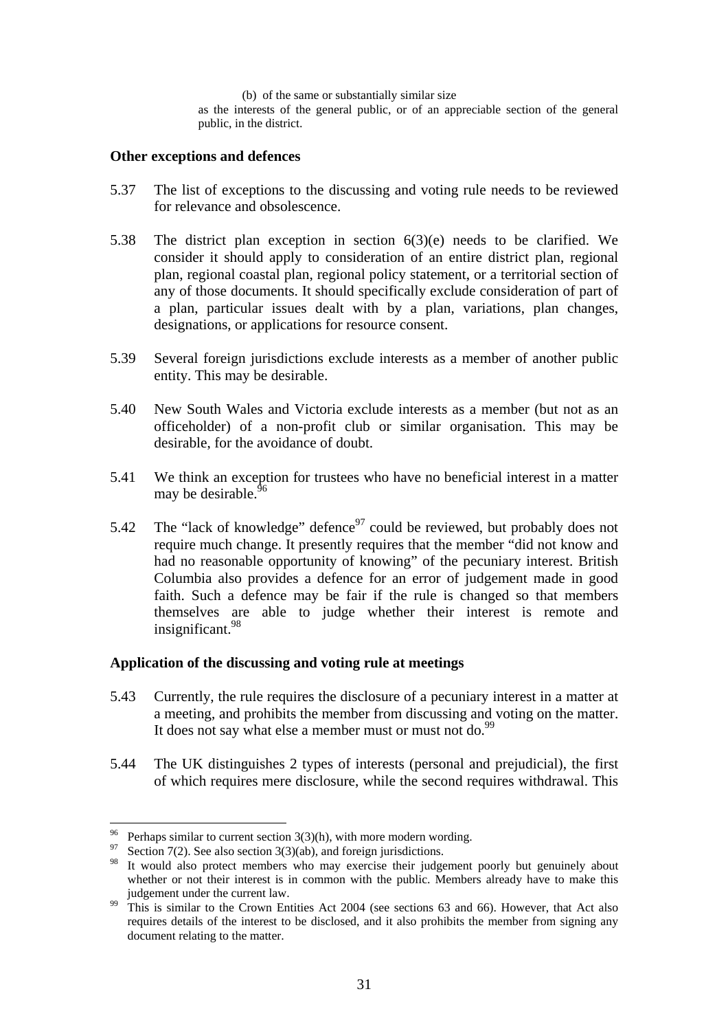(b) of the same or substantially similar size

as the interests of the general public, or of an appreciable section of the general public, in the district.

**Other exceptions and defences**

5.37 The list of exceptions to the discussing and voting rule needs to be reviewed for relevance and obsolescence.

5.38 The district plan exception in section 6(3)(e) needs to be clarified. We consider it should apply to consideration of an entire district plan, regional plan, regional coastal plan, regional policy statement, or a territorial section of any of those documents. It should specifically exclude consideration of part of a plan, particular issues dealt with by a plan, variations, plan changes, designations, or applications for resource consent.

5.39 Several foreign jurisdictions exclude interests as a member of another public entity. This may be desirable.

5.40 New South Wales and Victoria exclude interests as a member (but not as an officeholder) of a non-profit club or similar organisation. This may be desirable, for the avoidance of doubt.

5.41 We think an exception for trustees who have no beneficial interest in a matter may be desirable.[96]

5.42 The "lack of knowledge" defence[97] could be reviewed, but probably does not require much change. It presently requires that the member "did not know and had no reasonable opportunity of knowing" of the pecuniary interest. British Columbia also provides a defence for an error of judgement made in good faith. Such a defence may be fair if the rule is changed so that members themselves are able to judge whether their interest is remote and insignificant.[98]

**Application of the discussing and voting rule at meetings**

5.43 Currently, the rule requires the disclosure of a pecuniary interest in a matter at a meeting, and prohibits the member from discussing and voting on the matter. It does not say what else a member must or must not do.[99]

5.44 The UK distinguishes 2 types of interests (personal and prejudicial), the first of which requires mere disclosure, while the second requires withdrawal. This

---

[96] Perhaps similar to current section 3(3)(h), with more modern wording.

[97] Section 7(2). See also section 3(3)(ab), and foreign jurisdictions.

[98] It would also protect members who may exercise their judgement poorly but genuinely about whether or not their interest is in common with the public. Members already have to make this judgement under the current law.

[99] This is similar to the Crown Entities Act 2004 (see sections 63 and 66). However, that Act also requires details of the interest to be disclosed, and it also prohibits the member from signing any document relating to the matter.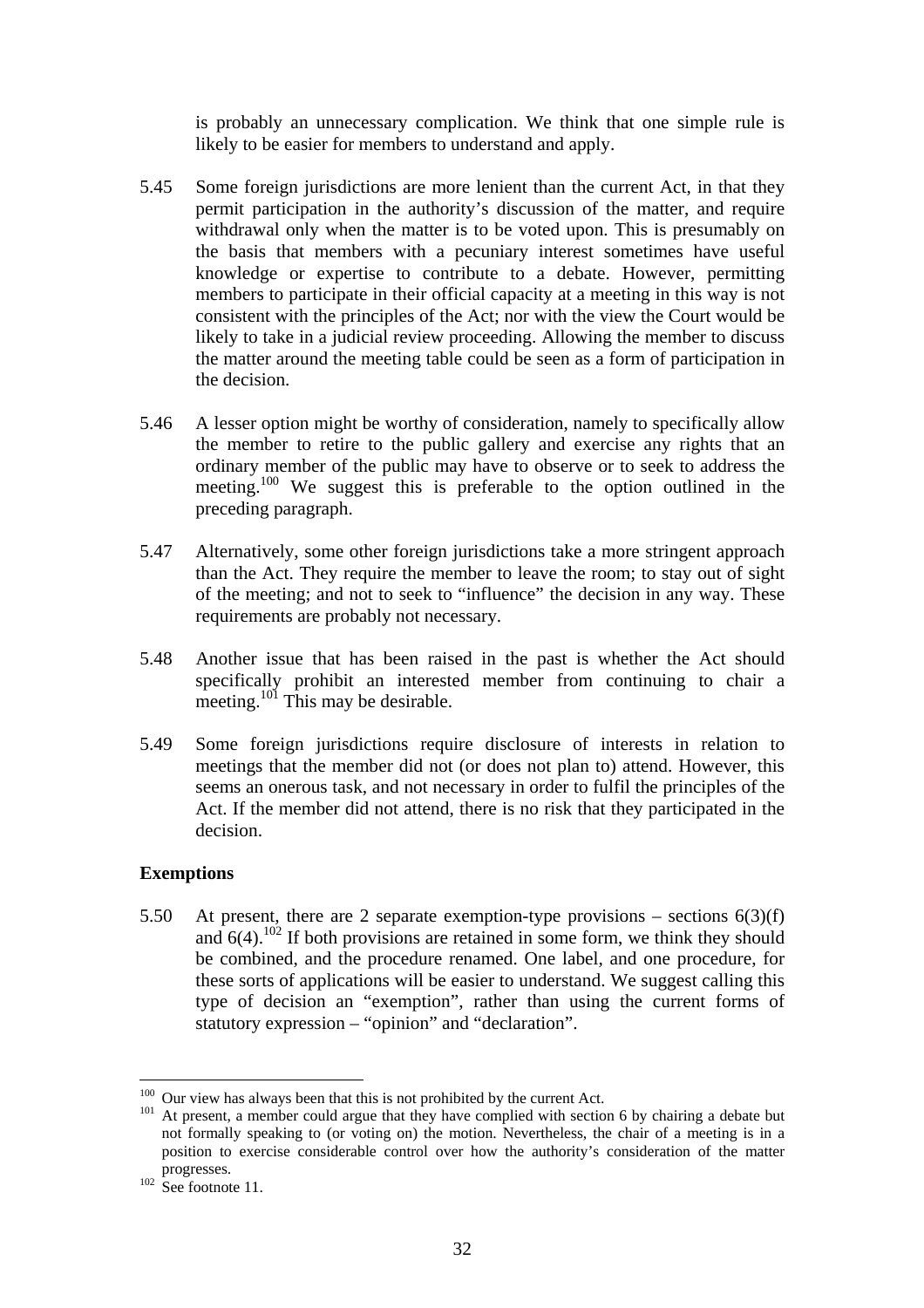is probably an unnecessary complication. We think that one simple rule is likely to be easier for members to understand and apply.

5.45 Some foreign jurisdictions are more lenient than the current Act, in that they permit participation in the authority's discussion of the matter, and require withdrawal only when the matter is to be voted upon. This is presumably on the basis that members with a pecuniary interest sometimes have useful knowledge or expertise to contribute to a debate. However, permitting members to participate in their official capacity at a meeting in this way is not consistent with the principles of the Act; nor with the view the Court would be likely to take in a judicial review proceeding. Allowing the member to discuss the matter around the meeting table could be seen as a form of participation in the decision.

5.46 A lesser option might be worthy of consideration, namely to specifically allow the member to retire to the public gallery and exercise any rights that an ordinary member of the public may have to observe or to seek to address the meeting.[100] We suggest this is preferable to the option outlined in the preceding paragraph.

5.47 Alternatively, some other foreign jurisdictions take a more stringent approach than the Act. They require the member to leave the room; to stay out of sight of the meeting; and not to seek to "influence" the decision in any way. These requirements are probably not necessary.

5.48 Another issue that has been raised in the past is whether the Act should specifically prohibit an interested member from continuing to chair a meeting.[101] This may be desirable.

5.49 Some foreign jurisdictions require disclosure of interests in relation to meetings that the member did not (or does not plan to) attend. However, this seems an onerous task, and not necessary in order to fulfil the principles of the Act. If the member did not attend, there is no risk that they participated in the decision.

**Exemptions**

5.50 At present, there are 2 separate exemption-type provisions – sections 6(3)(f) and 6(4).[102] If both provisions are retained in some form, we think they should be combined, and the procedure renamed. One label, and one procedure, for these sorts of applications will be easier to understand. We suggest calling this type of decision an "exemption", rather than using the current forms of statutory expression – "opinion" and "declaration".

---

[100] Our view has always been that this is not prohibited by the current Act.

[101] At present, a member could argue that they have complied with section 6 by chairing a debate but not formally speaking to (or voting on) the motion. Nevertheless, the chair of a meeting is in a position to exercise considerable control over how the authority's consideration of the matter progresses.

[102] See footnote 11.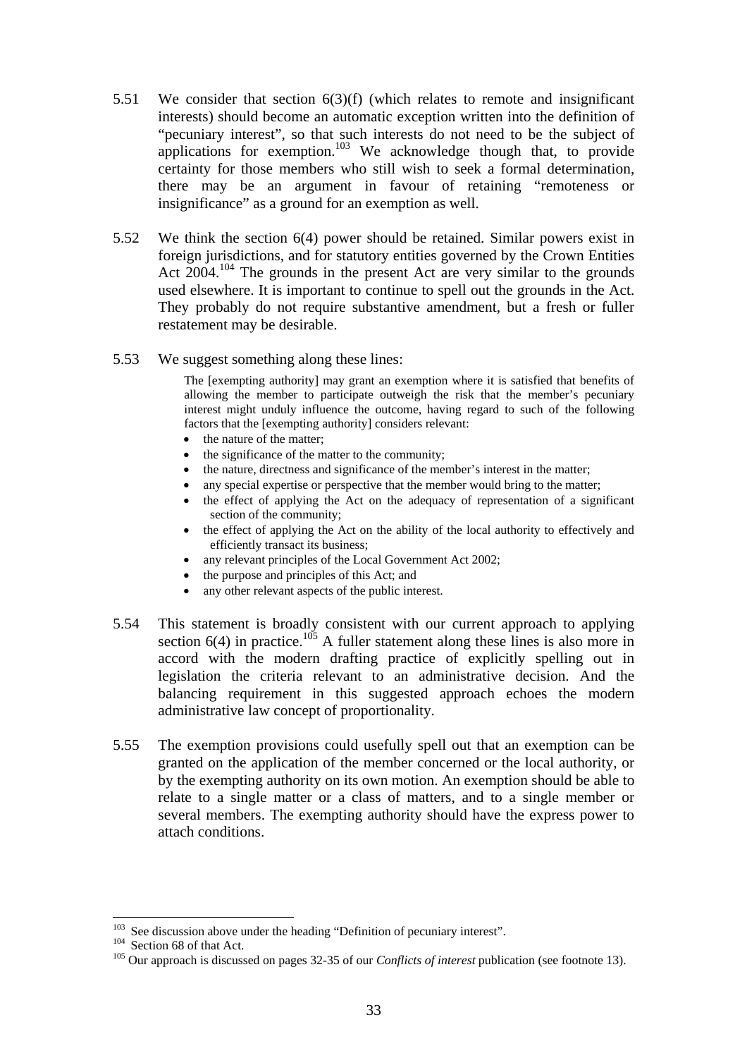5.51 We consider that section 6(3)(f) (which relates to remote and insignificant interests) should become an automatic exception written into the definition of "pecuniary interest", so that such interests do not need to be the subject of applications for exemption.[103] We acknowledge though that, to provide certainty for those members who still wish to seek a formal determination, there may be an argument in favour of retaining "remoteness or insignificance" as a ground for an exemption as well.

5.52 We think the section 6(4) power should be retained. Similar powers exist in foreign jurisdictions, and for statutory entities governed by the Crown Entities Act 2004.[104] The grounds in the present Act are very similar to the grounds used elsewhere. It is important to continue to spell out the grounds in the Act. They probably do not require substantive amendment, but a fresh or fuller restatement may be desirable.

5.53 We suggest something along these lines:

> The [exempting authority] may grant an exemption where it is satisfied that benefits of allowing the member to participate outweigh the risk that the member's pecuniary interest might unduly influence the outcome, having regard to such of the following factors that the [exempting authority] considers relevant:
>
> - the nature of the matter;
> - the significance of the matter to the community;
> - the nature, directness and significance of the member's interest in the matter;
> - any special expertise or perspective that the member would bring to the matter;
> - the effect of applying the Act on the adequacy of representation of a significant section of the community;
> - the effect of applying the Act on the ability of the local authority to effectively and efficiently transact its business;
> - any relevant principles of the Local Government Act 2002;
> - the purpose and principles of this Act; and
> - any other relevant aspects of the public interest.

5.54 This statement is broadly consistent with our current approach to applying section 6(4) in practice.[105] A fuller statement along these lines is also more in accord with the modern drafting practice of explicitly spelling out in legislation the criteria relevant to an administrative decision. And the balancing requirement in this suggested approach echoes the modern administrative law concept of proportionality.

5.55 The exemption provisions could usefully spell out that an exemption can be granted on the application of the member concerned or the local authority, or by the exempting authority on its own motion. An exemption should be able to relate to a single matter or a class of matters, and to a single member or several members. The exempting authority should have the express power to attach conditions.

---

[103] See discussion above under the heading "Definition of pecuniary interest".

[104] Section 68 of that Act.

[105] Our approach is discussed on pages 32-35 of our *Conflicts of interest* publication (see footnote 13).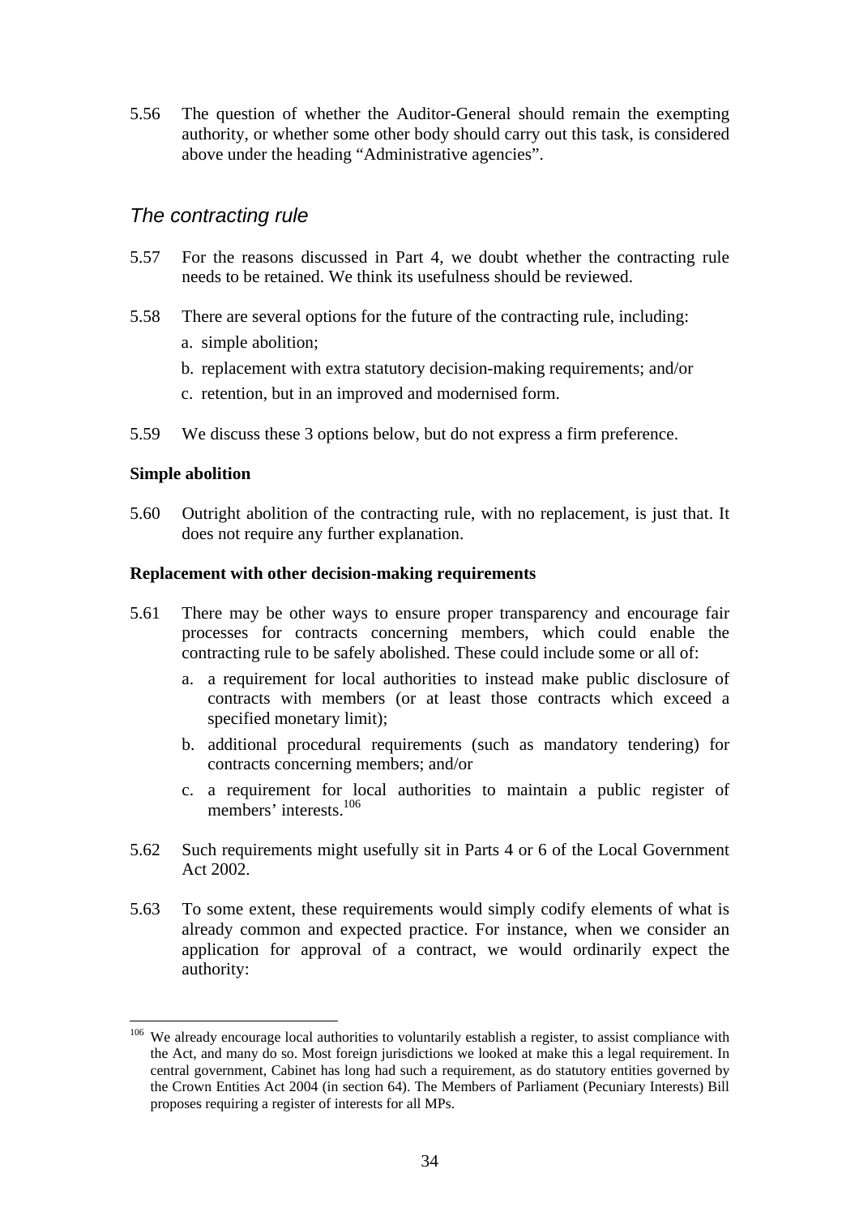5.56 The question of whether the Auditor-General should remain the exempting authority, or whether some other body should carry out this task, is considered above under the heading "Administrative agencies".

## *The contracting rule*

5.57 For the reasons discussed in Part 4, we doubt whether the contracting rule needs to be retained. We think its usefulness should be reviewed.

5.58 There are several options for the future of the contracting rule, including:

a. simple abolition;

b. replacement with extra statutory decision-making requirements; and/or

c. retention, but in an improved and modernised form.

5.59 We discuss these 3 options below, but do not express a firm preference.

### **Simple abolition**

5.60 Outright abolition of the contracting rule, with no replacement, is just that. It does not require any further explanation.

### **Replacement with other decision-making requirements**

5.61 There may be other ways to ensure proper transparency and encourage fair processes for contracts concerning members, which could enable the contracting rule to be safely abolished. These could include some or all of:

a. a requirement for local authorities to instead make public disclosure of contracts with members (or at least those contracts which exceed a specified monetary limit);

b. additional procedural requirements (such as mandatory tendering) for contracts concerning members; and/or

c. a requirement for local authorities to maintain a public register of members' interests.[106]

5.62 Such requirements might usefully sit in Parts 4 or 6 of the Local Government Act 2002.

5.63 To some extent, these requirements would simply codify elements of what is already common and expected practice. For instance, when we consider an application for approval of a contract, we would ordinarily expect the authority:

---

[106] We already encourage local authorities to voluntarily establish a register, to assist compliance with the Act, and many do so. Most foreign jurisdictions we looked at make this a legal requirement. In central government, Cabinet has long had such a requirement, as do statutory entities governed by the Crown Entities Act 2004 (in section 64). The Members of Parliament (Pecuniary Interests) Bill proposes requiring a register of interests for all MPs.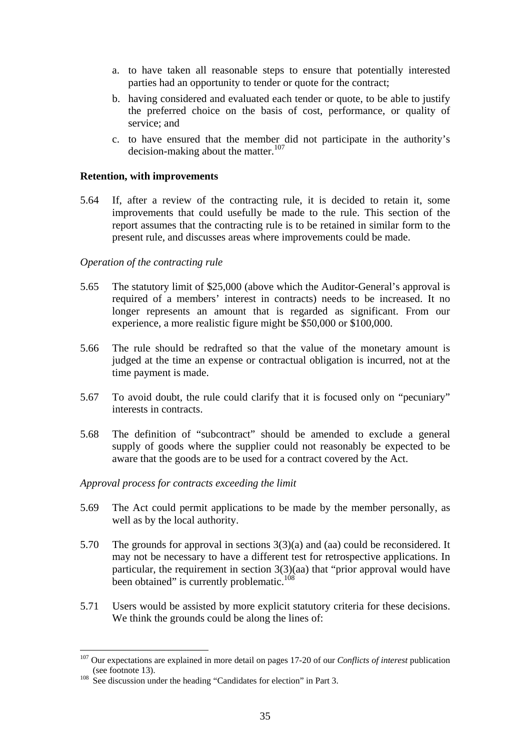a. to have taken all reasonable steps to ensure that potentially interested parties had an opportunity to tender or quote for the contract;

b. having considered and evaluated each tender or quote, to be able to justify the preferred choice on the basis of cost, performance, or quality of service; and

c. to have ensured that the member did not participate in the authority's decision-making about the matter.[107]

**Retention, with improvements**

5.64 If, after a review of the contracting rule, it is decided to retain it, some improvements that could usefully be made to the rule. This section of the report assumes that the contracting rule is to be retained in similar form to the present rule, and discusses areas where improvements could be made.

*Operation of the contracting rule*

5.65 The statutory limit of $25,000 (above which the Auditor-General's approval is required of a members' interest in contracts) needs to be increased. It no longer represents an amount that is regarded as significant. From our experience, a more realistic figure might be $50,000 or $100,000.

5.66 The rule should be redrafted so that the value of the monetary amount is judged at the time an expense or contractual obligation is incurred, not at the time payment is made.

5.67 To avoid doubt, the rule could clarify that it is focused only on "pecuniary" interests in contracts.

5.68 The definition of "subcontract" should be amended to exclude a general supply of goods where the supplier could not reasonably be expected to be aware that the goods are to be used for a contract covered by the Act.

*Approval process for contracts exceeding the limit*

5.69 The Act could permit applications to be made by the member personally, as well as by the local authority.

5.70 The grounds for approval in sections 3(3)(a) and (aa) could be reconsidered. It may not be necessary to have a different test for retrospective applications. In particular, the requirement in section 3(3)(aa) that "prior approval would have been obtained" is currently problematic.[108]

5.71 Users would be assisted by more explicit statutory criteria for these decisions. We think the grounds could be along the lines of:

---

[107] Our expectations are explained in more detail on pages 17-20 of our *Conflicts of interest* publication (see footnote 13).

[108] See discussion under the heading "Candidates for election" in Part 3.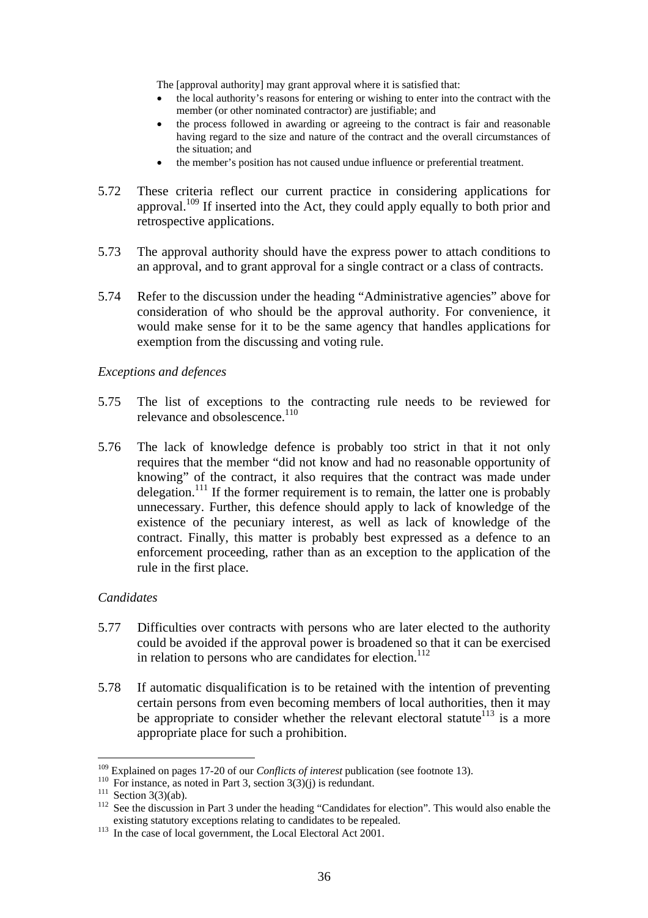The [approval authority] may grant approval where it is satisfied that:

- the local authority's reasons for entering or wishing to enter into the contract with the member (or other nominated contractor) are justifiable; and
- the process followed in awarding or agreeing to the contract is fair and reasonable having regard to the size and nature of the contract and the overall circumstances of the situation; and
- the member's position has not caused undue influence or preferential treatment.

5.72 These criteria reflect our current practice in considering applications for approval.[109] If inserted into the Act, they could apply equally to both prior and retrospective applications.

5.73 The approval authority should have the express power to attach conditions to an approval, and to grant approval for a single contract or a class of contracts.

5.74 Refer to the discussion under the heading "Administrative agencies" above for consideration of who should be the approval authority. For convenience, it would make sense for it to be the same agency that handles applications for exemption from the discussing and voting rule.

*Exceptions and defences*

5.75 The list of exceptions to the contracting rule needs to be reviewed for relevance and obsolescence.[110]

5.76 The lack of knowledge defence is probably too strict in that it not only requires that the member "did not know and had no reasonable opportunity of knowing" of the contract, it also requires that the contract was made under delegation.[111] If the former requirement is to remain, the latter one is probably unnecessary. Further, this defence should apply to lack of knowledge of the existence of the pecuniary interest, as well as lack of knowledge of the contract. Finally, this matter is probably best expressed as a defence to an enforcement proceeding, rather than as an exception to the application of the rule in the first place.

*Candidates*

5.77 Difficulties over contracts with persons who are later elected to the authority could be avoided if the approval power is broadened so that it can be exercised in relation to persons who are candidates for election.[112]

5.78 If automatic disqualification is to be retained with the intention of preventing certain persons from even becoming members of local authorities, then it may be appropriate to consider whether the relevant electoral statute[113] is a more appropriate place for such a prohibition.

---

[109] Explained on pages 17-20 of our *Conflicts of interest* publication (see footnote 13).

[110] For instance, as noted in Part 3, section 3(3)(j) is redundant.

[111] Section 3(3)(ab).

[112] See the discussion in Part 3 under the heading "Candidates for election". This would also enable the existing statutory exceptions relating to candidates to be repealed.

[113] In the case of local government, the Local Electoral Act 2001.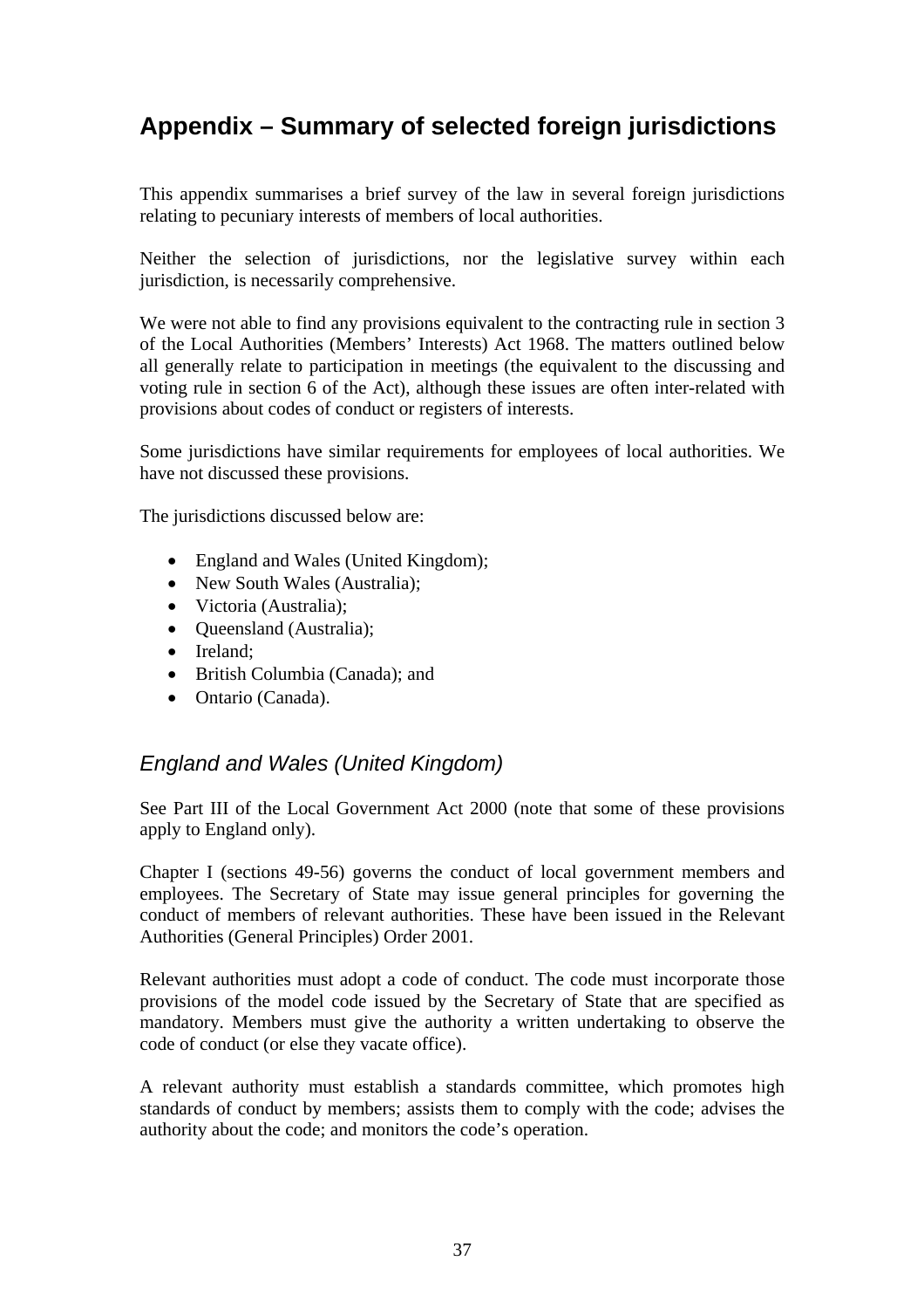# Appendix – Summary of selected foreign jurisdictions

This appendix summarises a brief survey of the law in several foreign jurisdictions relating to pecuniary interests of members of local authorities.

Neither the selection of jurisdictions, nor the legislative survey within each jurisdiction, is necessarily comprehensive.

We were not able to find any provisions equivalent to the contracting rule in section 3 of the Local Authorities (Members' Interests) Act 1968. The matters outlined below all generally relate to participation in meetings (the equivalent to the discussing and voting rule in section 6 of the Act), although these issues are often inter-related with provisions about codes of conduct or registers of interests.

Some jurisdictions have similar requirements for employees of local authorities. We have not discussed these provisions.

The jurisdictions discussed below are:

- England and Wales (United Kingdom);
- New South Wales (Australia);
- Victoria (Australia);
- Queensland (Australia);
- Ireland;
- British Columbia (Canada); and
- Ontario (Canada).

## *England and Wales (United Kingdom)*

See Part III of the Local Government Act 2000 (note that some of these provisions apply to England only).

Chapter I (sections 49-56) governs the conduct of local government members and employees. The Secretary of State may issue general principles for governing the conduct of members of relevant authorities. These have been issued in the Relevant Authorities (General Principles) Order 2001.

Relevant authorities must adopt a code of conduct. The code must incorporate those provisions of the model code issued by the Secretary of State that are specified as mandatory. Members must give the authority a written undertaking to observe the code of conduct (or else they vacate office).

A relevant authority must establish a standards committee, which promotes high standards of conduct by members; assists them to comply with the code; advises the authority about the code; and monitors the code's operation.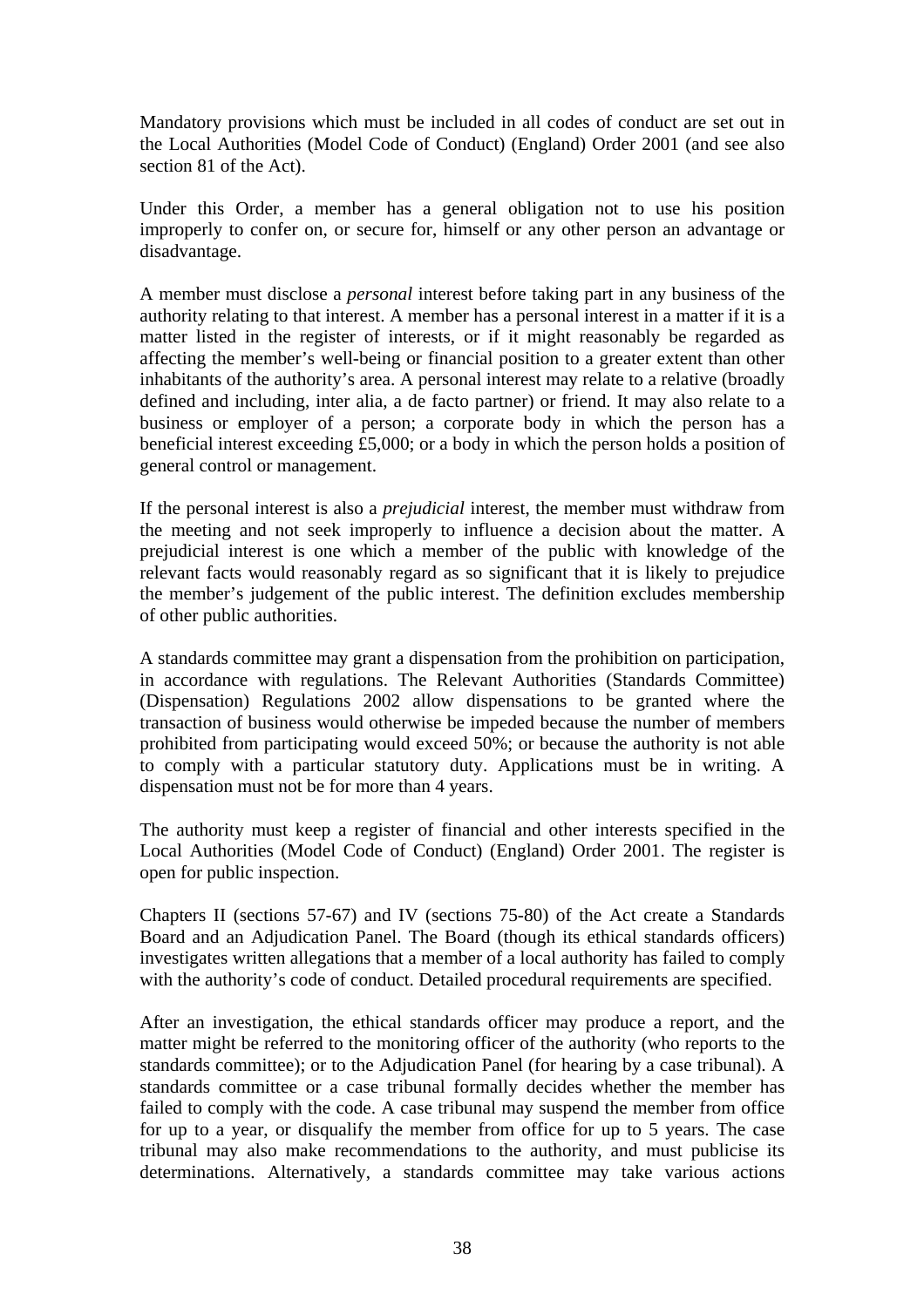Mandatory provisions which must be included in all codes of conduct are set out in the Local Authorities (Model Code of Conduct) (England) Order 2001 (and see also section 81 of the Act).

Under this Order, a member has a general obligation not to use his position improperly to confer on, or secure for, himself or any other person an advantage or disadvantage.

A member must disclose a *personal* interest before taking part in any business of the authority relating to that interest. A member has a personal interest in a matter if it is a matter listed in the register of interests, or if it might reasonably be regarded as affecting the member's well-being or financial position to a greater extent than other inhabitants of the authority's area. A personal interest may relate to a relative (broadly defined and including, inter alia, a de facto partner) or friend. It may also relate to a business or employer of a person; a corporate body in which the person has a beneficial interest exceeding £5,000; or a body in which the person holds a position of general control or management.

If the personal interest is also a *prejudicial* interest, the member must withdraw from the meeting and not seek improperly to influence a decision about the matter. A prejudicial interest is one which a member of the public with knowledge of the relevant facts would reasonably regard as so significant that it is likely to prejudice the member's judgement of the public interest. The definition excludes membership of other public authorities.

A standards committee may grant a dispensation from the prohibition on participation, in accordance with regulations. The Relevant Authorities (Standards Committee) (Dispensation) Regulations 2002 allow dispensations to be granted where the transaction of business would otherwise be impeded because the number of members prohibited from participating would exceed 50%; or because the authority is not able to comply with a particular statutory duty. Applications must be in writing. A dispensation must not be for more than 4 years.

The authority must keep a register of financial and other interests specified in the Local Authorities (Model Code of Conduct) (England) Order 2001. The register is open for public inspection.

Chapters II (sections 57-67) and IV (sections 75-80) of the Act create a Standards Board and an Adjudication Panel. The Board (though its ethical standards officers) investigates written allegations that a member of a local authority has failed to comply with the authority's code of conduct. Detailed procedural requirements are specified.

After an investigation, the ethical standards officer may produce a report, and the matter might be referred to the monitoring officer of the authority (who reports to the standards committee); or to the Adjudication Panel (for hearing by a case tribunal). A standards committee or a case tribunal formally decides whether the member has failed to comply with the code. A case tribunal may suspend the member from office for up to a year, or disqualify the member from office for up to 5 years. The case tribunal may also make recommendations to the authority, and must publicise its determinations. Alternatively, a standards committee may take various actions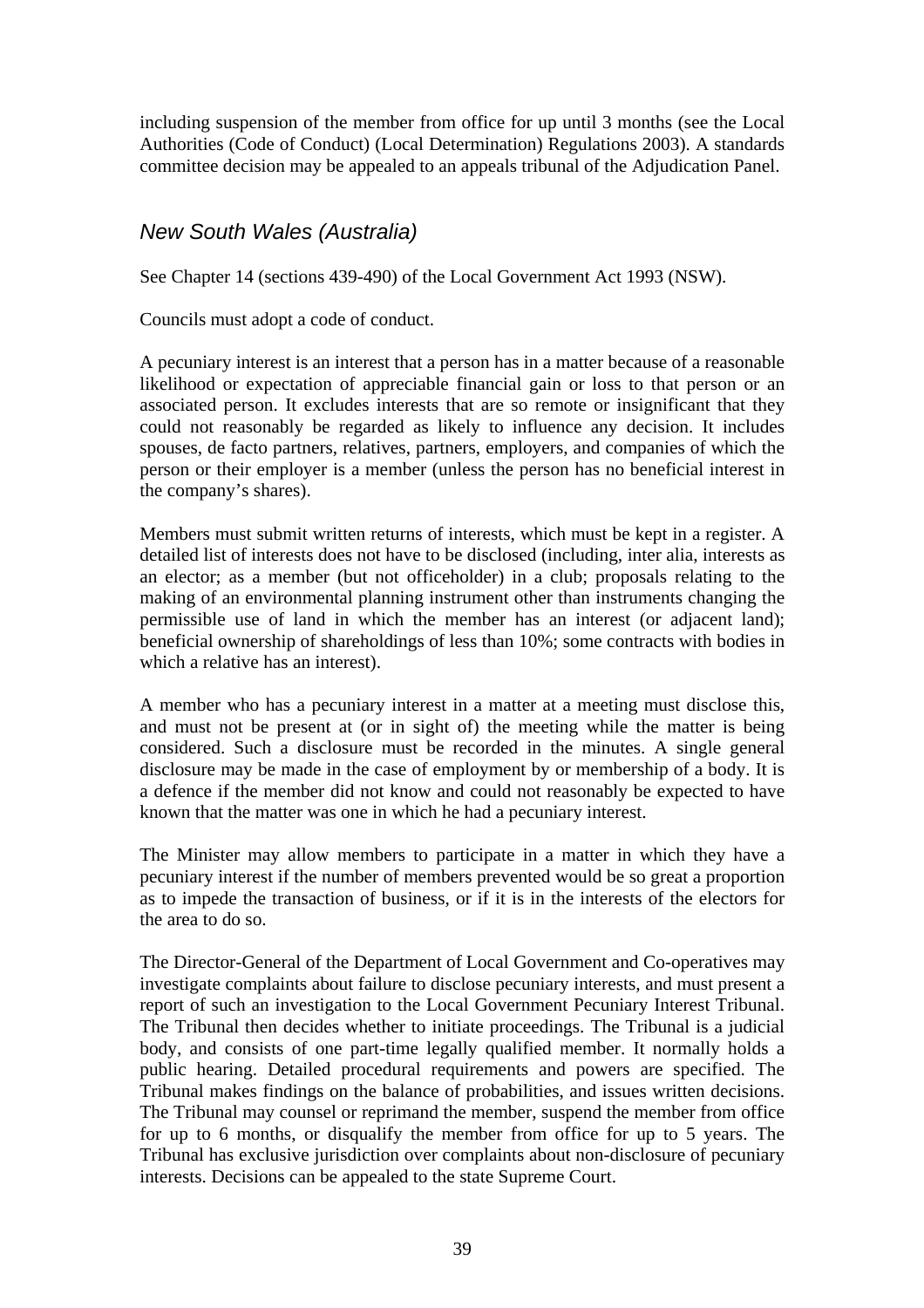including suspension of the member from office for up until 3 months (see the Local Authorities (Code of Conduct) (Local Determination) Regulations 2003). A standards committee decision may be appealed to an appeals tribunal of the Adjudication Panel.

### *New South Wales (Australia)*

See Chapter 14 (sections 439-490) of the Local Government Act 1993 (NSW).

Councils must adopt a code of conduct.

A pecuniary interest is an interest that a person has in a matter because of a reasonable likelihood or expectation of appreciable financial gain or loss to that person or an associated person. It excludes interests that are so remote or insignificant that they could not reasonably be regarded as likely to influence any decision. It includes spouses, de facto partners, relatives, partners, employers, and companies of which the person or their employer is a member (unless the person has no beneficial interest in the company's shares).

Members must submit written returns of interests, which must be kept in a register. A detailed list of interests does not have to be disclosed (including, inter alia, interests as an elector; as a member (but not officeholder) in a club; proposals relating to the making of an environmental planning instrument other than instruments changing the permissible use of land in which the member has an interest (or adjacent land); beneficial ownership of shareholdings of less than 10%; some contracts with bodies in which a relative has an interest).

A member who has a pecuniary interest in a matter at a meeting must disclose this, and must not be present at (or in sight of) the meeting while the matter is being considered. Such a disclosure must be recorded in the minutes. A single general disclosure may be made in the case of employment by or membership of a body. It is a defence if the member did not know and could not reasonably be expected to have known that the matter was one in which he had a pecuniary interest.

The Minister may allow members to participate in a matter in which they have a pecuniary interest if the number of members prevented would be so great a proportion as to impede the transaction of business, or if it is in the interests of the electors for the area to do so.

The Director-General of the Department of Local Government and Co-operatives may investigate complaints about failure to disclose pecuniary interests, and must present a report of such an investigation to the Local Government Pecuniary Interest Tribunal. The Tribunal then decides whether to initiate proceedings. The Tribunal is a judicial body, and consists of one part-time legally qualified member. It normally holds a public hearing. Detailed procedural requirements and powers are specified. The Tribunal makes findings on the balance of probabilities, and issues written decisions. The Tribunal may counsel or reprimand the member, suspend the member from office for up to 6 months, or disqualify the member from office for up to 5 years. The Tribunal has exclusive jurisdiction over complaints about non-disclosure of pecuniary interests. Decisions can be appealed to the state Supreme Court.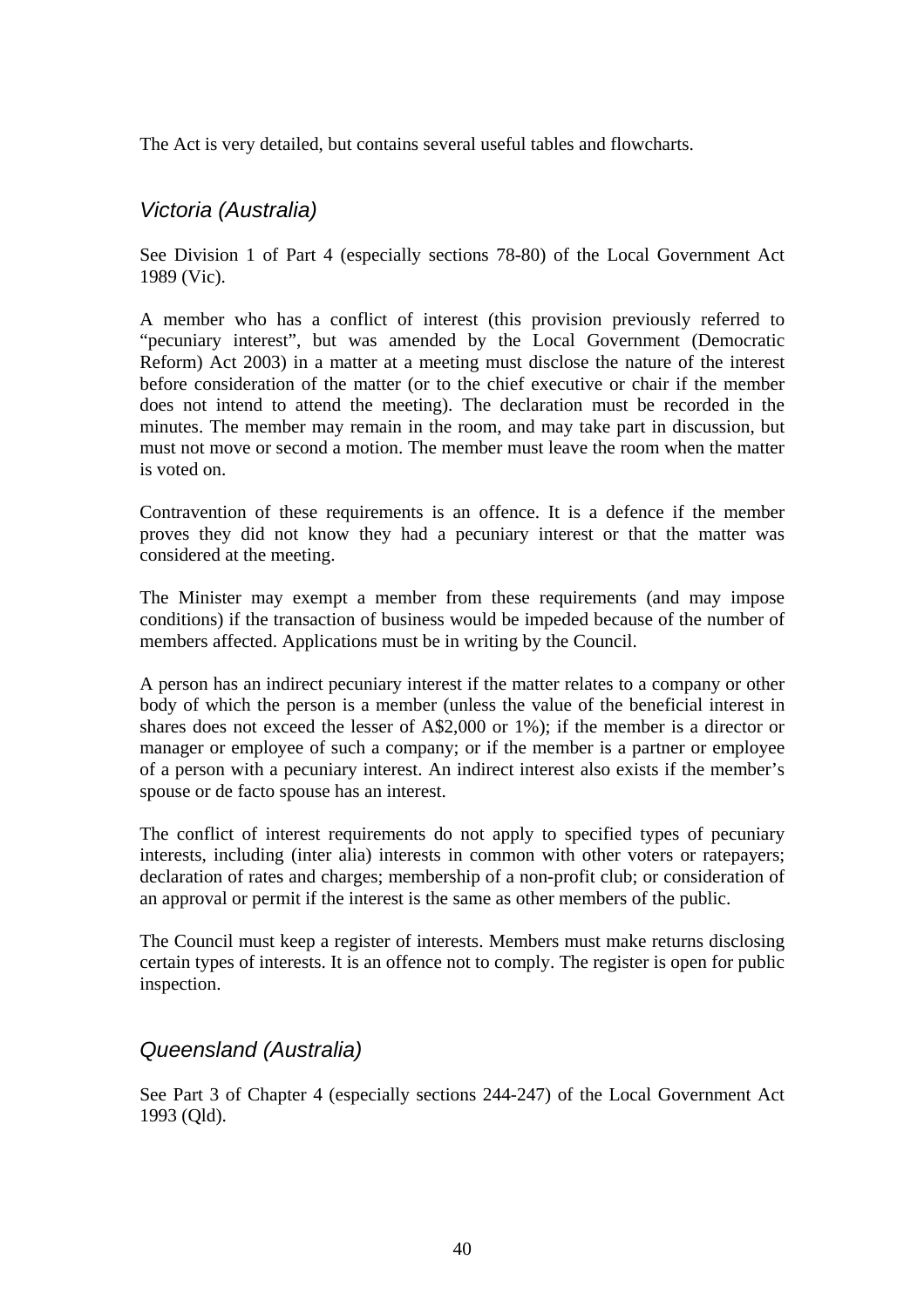The Act is very detailed, but contains several useful tables and flowcharts.

## *Victoria (Australia)*

See Division 1 of Part 4 (especially sections 78-80) of the Local Government Act 1989 (Vic).

A member who has a conflict of interest (this provision previously referred to "pecuniary interest", but was amended by the Local Government (Democratic Reform) Act 2003) in a matter at a meeting must disclose the nature of the interest before consideration of the matter (or to the chief executive or chair if the member does not intend to attend the meeting). The declaration must be recorded in the minutes. The member may remain in the room, and may take part in discussion, but must not move or second a motion. The member must leave the room when the matter is voted on.

Contravention of these requirements is an offence. It is a defence if the member proves they did not know they had a pecuniary interest or that the matter was considered at the meeting.

The Minister may exempt a member from these requirements (and may impose conditions) if the transaction of business would be impeded because of the number of members affected. Applications must be in writing by the Council.

A person has an indirect pecuniary interest if the matter relates to a company or other body of which the person is a member (unless the value of the beneficial interest in shares does not exceed the lesser of A$2,000 or 1%); if the member is a director or manager or employee of such a company; or if the member is a partner or employee of a person with a pecuniary interest. An indirect interest also exists if the member's spouse or de facto spouse has an interest.

The conflict of interest requirements do not apply to specified types of pecuniary interests, including (inter alia) interests in common with other voters or ratepayers; declaration of rates and charges; membership of a non-profit club; or consideration of an approval or permit if the interest is the same as other members of the public.

The Council must keep a register of interests. Members must make returns disclosing certain types of interests. It is an offence not to comply. The register is open for public inspection.

## *Queensland (Australia)*

See Part 3 of Chapter 4 (especially sections 244-247) of the Local Government Act 1993 (Qld).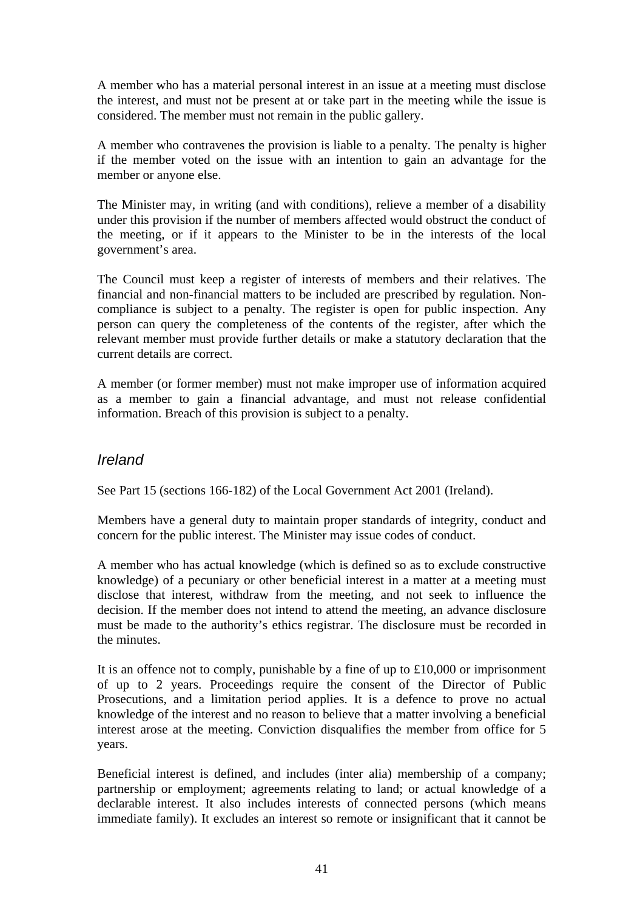A member who has a material personal interest in an issue at a meeting must disclose the interest, and must not be present at or take part in the meeting while the issue is considered. The member must not remain in the public gallery.

A member who contravenes the provision is liable to a penalty. The penalty is higher if the member voted on the issue with an intention to gain an advantage for the member or anyone else.

The Minister may, in writing (and with conditions), relieve a member of a disability under this provision if the number of members affected would obstruct the conduct of the meeting, or if it appears to the Minister to be in the interests of the local government's area.

The Council must keep a register of interests of members and their relatives. The financial and non-financial matters to be included are prescribed by regulation. Non-compliance is subject to a penalty. The register is open for public inspection. Any person can query the completeness of the contents of the register, after which the relevant member must provide further details or make a statutory declaration that the current details are correct.

A member (or former member) must not make improper use of information acquired as a member to gain a financial advantage, and must not release confidential information. Breach of this provision is subject to a penalty.

### *Ireland*

See Part 15 (sections 166-182) of the Local Government Act 2001 (Ireland).

Members have a general duty to maintain proper standards of integrity, conduct and concern for the public interest. The Minister may issue codes of conduct.

A member who has actual knowledge (which is defined so as to exclude constructive knowledge) of a pecuniary or other beneficial interest in a matter at a meeting must disclose that interest, withdraw from the meeting, and not seek to influence the decision. If the member does not intend to attend the meeting, an advance disclosure must be made to the authority's ethics registrar. The disclosure must be recorded in the minutes.

It is an offence not to comply, punishable by a fine of up to £10,000 or imprisonment of up to 2 years. Proceedings require the consent of the Director of Public Prosecutions, and a limitation period applies. It is a defence to prove no actual knowledge of the interest and no reason to believe that a matter involving a beneficial interest arose at the meeting. Conviction disqualifies the member from office for 5 years.

Beneficial interest is defined, and includes (inter alia) membership of a company; partnership or employment; agreements relating to land; or actual knowledge of a declarable interest. It also includes interests of connected persons (which means immediate family). It excludes an interest so remote or insignificant that it cannot be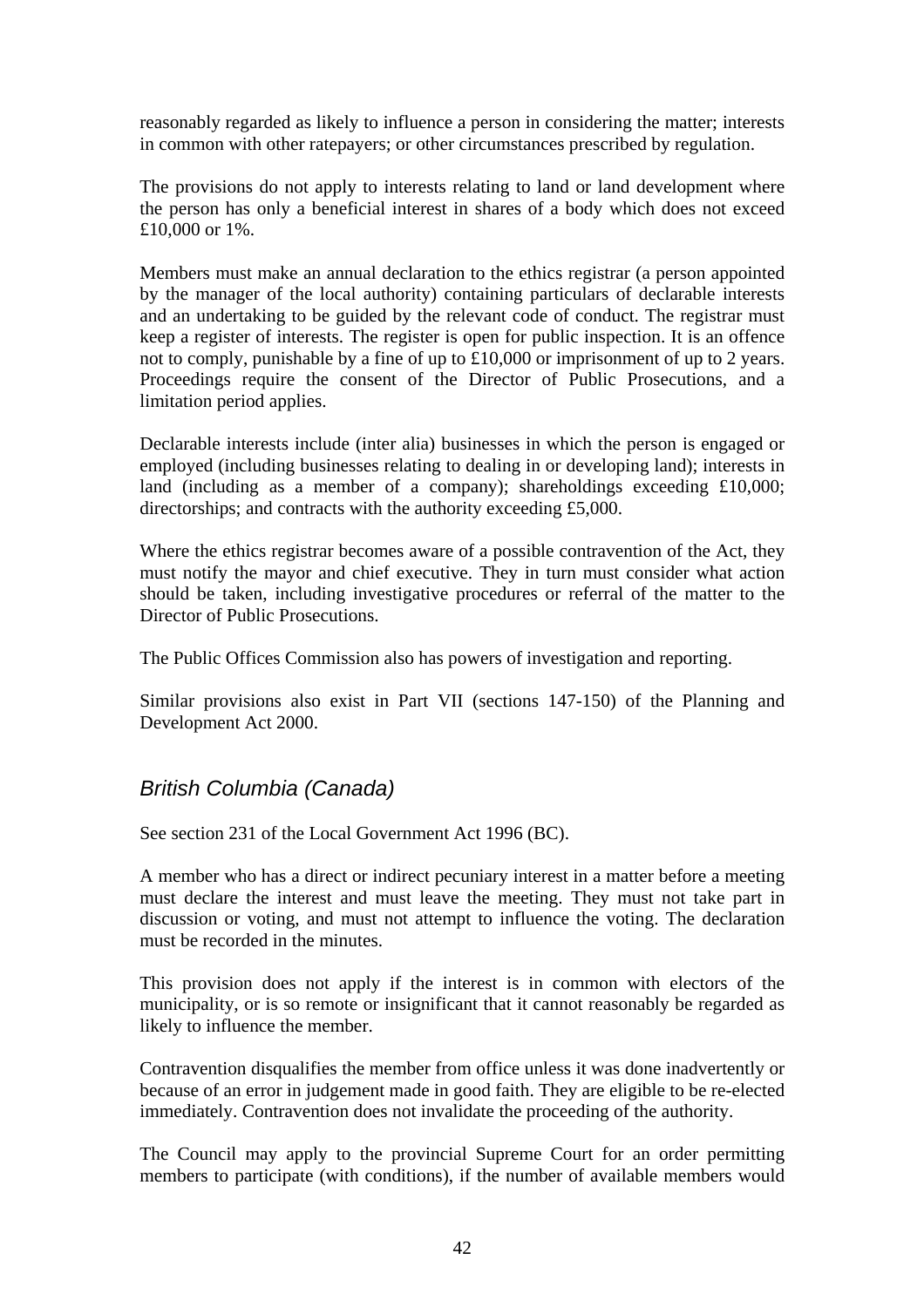reasonably regarded as likely to influence a person in considering the matter; interests in common with other ratepayers; or other circumstances prescribed by regulation.

The provisions do not apply to interests relating to land or land development where the person has only a beneficial interest in shares of a body which does not exceed £10,000 or 1%.

Members must make an annual declaration to the ethics registrar (a person appointed by the manager of the local authority) containing particulars of declarable interests and an undertaking to be guided by the relevant code of conduct. The registrar must keep a register of interests. The register is open for public inspection. It is an offence not to comply, punishable by a fine of up to £10,000 or imprisonment of up to 2 years. Proceedings require the consent of the Director of Public Prosecutions, and a limitation period applies.

Declarable interests include (inter alia) businesses in which the person is engaged or employed (including businesses relating to dealing in or developing land); interests in land (including as a member of a company); shareholdings exceeding £10,000; directorships; and contracts with the authority exceeding £5,000.

Where the ethics registrar becomes aware of a possible contravention of the Act, they must notify the mayor and chief executive. They in turn must consider what action should be taken, including investigative procedures or referral of the matter to the Director of Public Prosecutions.

The Public Offices Commission also has powers of investigation and reporting.

Similar provisions also exist in Part VII (sections 147-150) of the Planning and Development Act 2000.

## *British Columbia (Canada)*

See section 231 of the Local Government Act 1996 (BC).

A member who has a direct or indirect pecuniary interest in a matter before a meeting must declare the interest and must leave the meeting. They must not take part in discussion or voting, and must not attempt to influence the voting. The declaration must be recorded in the minutes.

This provision does not apply if the interest is in common with electors of the municipality, or is so remote or insignificant that it cannot reasonably be regarded as likely to influence the member.

Contravention disqualifies the member from office unless it was done inadvertently or because of an error in judgement made in good faith. They are eligible to be re-elected immediately. Contravention does not invalidate the proceeding of the authority.

The Council may apply to the provincial Supreme Court for an order permitting members to participate (with conditions), if the number of available members would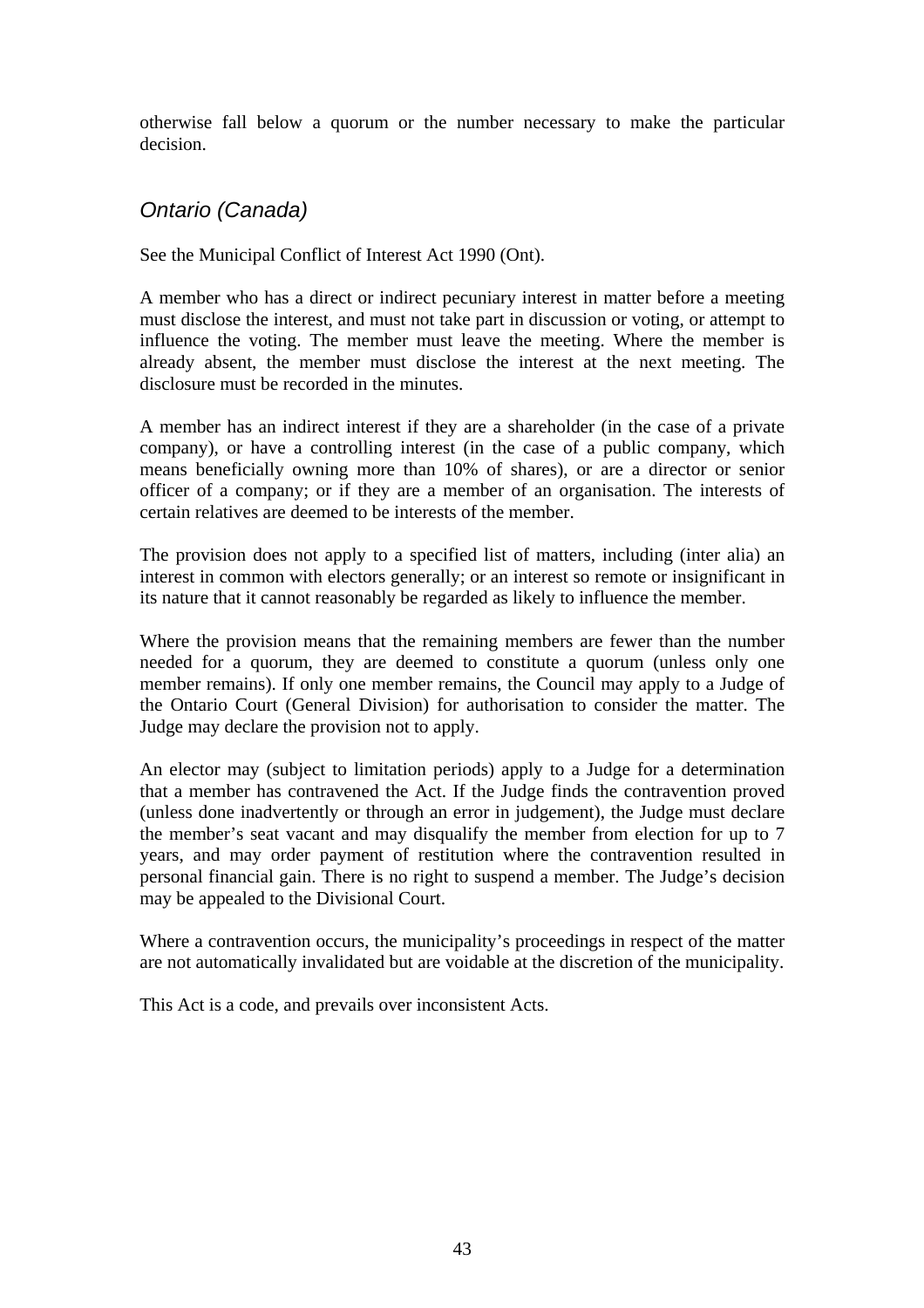otherwise fall below a quorum or the number necessary to make the particular decision.

## *Ontario (Canada)*

See the Municipal Conflict of Interest Act 1990 (Ont).

A member who has a direct or indirect pecuniary interest in matter before a meeting must disclose the interest, and must not take part in discussion or voting, or attempt to influence the voting. The member must leave the meeting. Where the member is already absent, the member must disclose the interest at the next meeting. The disclosure must be recorded in the minutes.

A member has an indirect interest if they are a shareholder (in the case of a private company), or have a controlling interest (in the case of a public company, which means beneficially owning more than 10% of shares), or are a director or senior officer of a company; or if they are a member of an organisation. The interests of certain relatives are deemed to be interests of the member.

The provision does not apply to a specified list of matters, including (inter alia) an interest in common with electors generally; or an interest so remote or insignificant in its nature that it cannot reasonably be regarded as likely to influence the member.

Where the provision means that the remaining members are fewer than the number needed for a quorum, they are deemed to constitute a quorum (unless only one member remains). If only one member remains, the Council may apply to a Judge of the Ontario Court (General Division) for authorisation to consider the matter. The Judge may declare the provision not to apply.

An elector may (subject to limitation periods) apply to a Judge for a determination that a member has contravened the Act. If the Judge finds the contravention proved (unless done inadvertently or through an error in judgement), the Judge must declare the member's seat vacant and may disqualify the member from election for up to 7 years, and may order payment of restitution where the contravention resulted in personal financial gain. There is no right to suspend a member. The Judge's decision may be appealed to the Divisional Court.

Where a contravention occurs, the municipality's proceedings in respect of the matter are not automatically invalidated but are voidable at the discretion of the municipality.

This Act is a code, and prevails over inconsistent Acts.